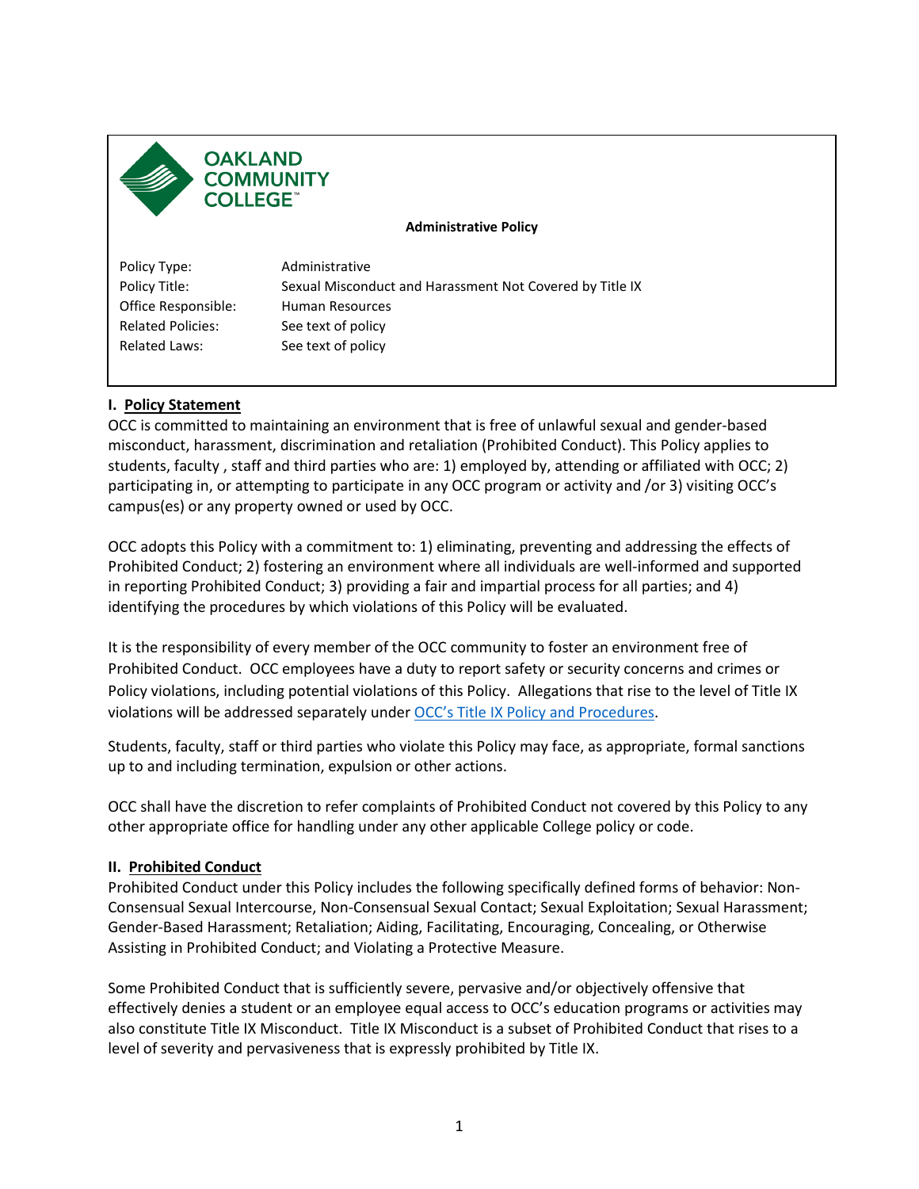OAKLAND COMMUNITY COLLEGE™

**Administrative Policy**

| | |
|---|---|
| Policy Type: | Administrative |
| Policy Title: | Sexual Misconduct and Harassment Not Covered by Title IX |
| Office Responsible: | Human Resources |
| Related Policies: | See text of policy |
| Related Laws: | See text of policy |

## I. Policy Statement

OCC is committed to maintaining an environment that is free of unlawful sexual and gender-based misconduct, harassment, discrimination and retaliation (Prohibited Conduct). This Policy applies to students, faculty , staff and third parties who are: 1) employed by, attending or affiliated with OCC; 2) participating in, or attempting to participate in any OCC program or activity and /or 3) visiting OCC's campus(es) or any property owned or used by OCC.

OCC adopts this Policy with a commitment to: 1) eliminating, preventing and addressing the effects of Prohibited Conduct; 2) fostering an environment where all individuals are well-informed and supported in reporting Prohibited Conduct; 3) providing a fair and impartial process for all parties; and 4) identifying the procedures by which violations of this Policy will be evaluated.

It is the responsibility of every member of the OCC community to foster an environment free of Prohibited Conduct. OCC employees have a duty to report safety or security concerns and crimes or Policy violations, including potential violations of this Policy. Allegations that rise to the level of Title IX violations will be addressed separately under OCC's Title IX Policy and Procedures.

Students, faculty, staff or third parties who violate this Policy may face, as appropriate, formal sanctions up to and including termination, expulsion or other actions.

OCC shall have the discretion to refer complaints of Prohibited Conduct not covered by this Policy to any other appropriate office for handling under any other applicable College policy or code.

## II. Prohibited Conduct

Prohibited Conduct under this Policy includes the following specifically defined forms of behavior: Non-Consensual Sexual Intercourse, Non-Consensual Sexual Contact; Sexual Exploitation; Sexual Harassment; Gender-Based Harassment; Retaliation; Aiding, Facilitating, Encouraging, Concealing, or Otherwise Assisting in Prohibited Conduct; and Violating a Protective Measure.

Some Prohibited Conduct that is sufficiently severe, pervasive and/or objectively offensive that effectively denies a student or an employee equal access to OCC's education programs or activities may also constitute Title IX Misconduct. Title IX Misconduct is a subset of Prohibited Conduct that rises to a level of severity and pervasiveness that is expressly prohibited by Title IX.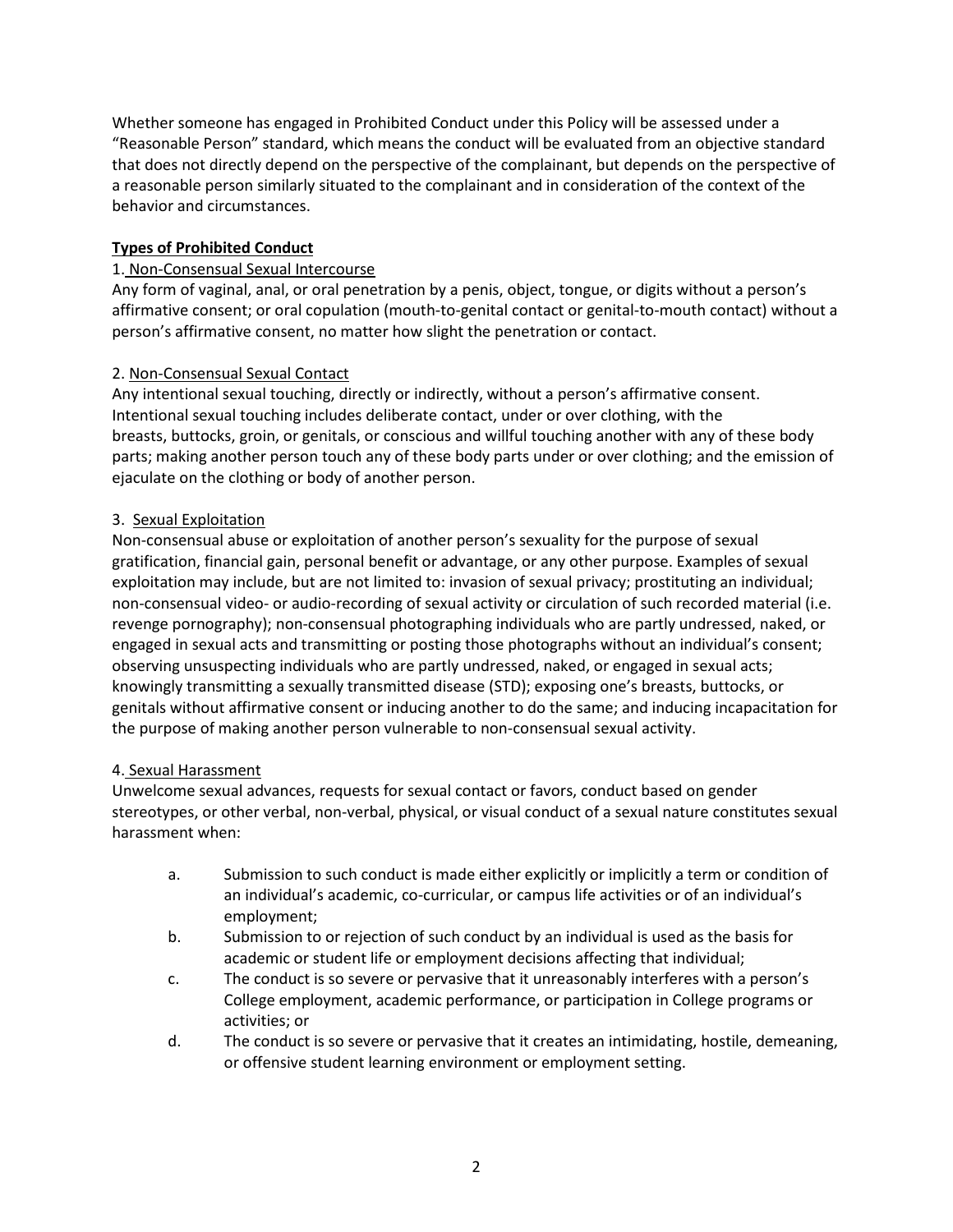Whether someone has engaged in Prohibited Conduct under this Policy will be assessed under a "Reasonable Person" standard, which means the conduct will be evaluated from an objective standard that does not directly depend on the perspective of the complainant, but depends on the perspective of a reasonable person similarly situated to the complainant and in consideration of the context of the behavior and circumstances.

**Types of Prohibited Conduct**

1. Non-Consensual Sexual Intercourse

Any form of vaginal, anal, or oral penetration by a penis, object, tongue, or digits without a person's affirmative consent; or oral copulation (mouth-to-genital contact or genital-to-mouth contact) without a person's affirmative consent, no matter how slight the penetration or contact.

2. Non-Consensual Sexual Contact

Any intentional sexual touching, directly or indirectly, without a person's affirmative consent. Intentional sexual touching includes deliberate contact, under or over clothing, with the breasts, buttocks, groin, or genitals, or conscious and willful touching another with any of these body parts; making another person touch any of these body parts under or over clothing; and the emission of ejaculate on the clothing or body of another person.

3. Sexual Exploitation

Non-consensual abuse or exploitation of another person's sexuality for the purpose of sexual gratification, financial gain, personal benefit or advantage, or any other purpose. Examples of sexual exploitation may include, but are not limited to: invasion of sexual privacy; prostituting an individual; non-consensual video- or audio-recording of sexual activity or circulation of such recorded material (i.e. revenge pornography); non-consensual photographing individuals who are partly undressed, naked, or engaged in sexual acts and transmitting or posting those photographs without an individual's consent; observing unsuspecting individuals who are partly undressed, naked, or engaged in sexual acts; knowingly transmitting a sexually transmitted disease (STD); exposing one's breasts, buttocks, or genitals without affirmative consent or inducing another to do the same; and inducing incapacitation for the purpose of making another person vulnerable to non-consensual sexual activity.

4. Sexual Harassment

Unwelcome sexual advances, requests for sexual contact or favors, conduct based on gender stereotypes, or other verbal, non-verbal, physical, or visual conduct of a sexual nature constitutes sexual harassment when:

a. Submission to such conduct is made either explicitly or implicitly a term or condition of an individual's academic, co-curricular, or campus life activities or of an individual's employment;

b. Submission to or rejection of such conduct by an individual is used as the basis for academic or student life or employment decisions affecting that individual;

c. The conduct is so severe or pervasive that it unreasonably interferes with a person's College employment, academic performance, or participation in College programs or activities; or

d. The conduct is so severe or pervasive that it creates an intimidating, hostile, demeaning, or offensive student learning environment or employment setting.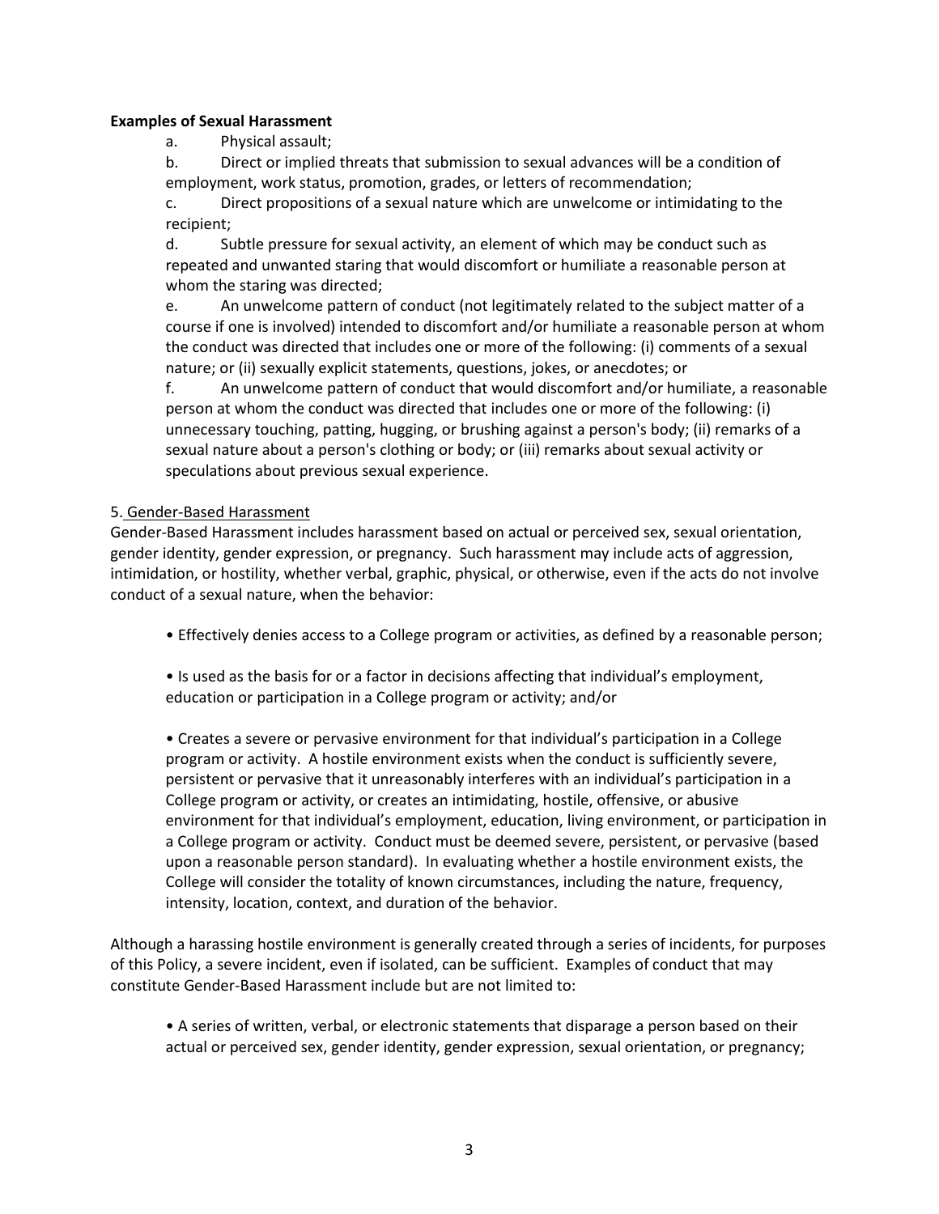**Examples of Sexual Harassment**

a. Physical assault;

b. Direct or implied threats that submission to sexual advances will be a condition of employment, work status, promotion, grades, or letters of recommendation;

c. Direct propositions of a sexual nature which are unwelcome or intimidating to the recipient;

d. Subtle pressure for sexual activity, an element of which may be conduct such as repeated and unwanted staring that would discomfort or humiliate a reasonable person at whom the staring was directed;

e. An unwelcome pattern of conduct (not legitimately related to the subject matter of a course if one is involved) intended to discomfort and/or humiliate a reasonable person at whom the conduct was directed that includes one or more of the following: (i) comments of a sexual nature; or (ii) sexually explicit statements, questions, jokes, or anecdotes; or

f. An unwelcome pattern of conduct that would discomfort and/or humiliate, a reasonable person at whom the conduct was directed that includes one or more of the following: (i) unnecessary touching, patting, hugging, or brushing against a person's body; (ii) remarks of a sexual nature about a person's clothing or body; or (iii) remarks about sexual activity or speculations about previous sexual experience.

5. <u>Gender-Based Harassment</u>

Gender-Based Harassment includes harassment based on actual or perceived sex, sexual orientation, gender identity, gender expression, or pregnancy. Such harassment may include acts of aggression, intimidation, or hostility, whether verbal, graphic, physical, or otherwise, even if the acts do not involve conduct of a sexual nature, when the behavior:

- Effectively denies access to a College program or activities, as defined by a reasonable person;

- Is used as the basis for or a factor in decisions affecting that individual's employment, education or participation in a College program or activity; and/or

- Creates a severe or pervasive environment for that individual's participation in a College program or activity. A hostile environment exists when the conduct is sufficiently severe, persistent or pervasive that it unreasonably interferes with an individual's participation in a College program or activity, or creates an intimidating, hostile, offensive, or abusive environment for that individual's employment, education, living environment, or participation in a College program or activity. Conduct must be deemed severe, persistent, or pervasive (based upon a reasonable person standard). In evaluating whether a hostile environment exists, the College will consider the totality of known circumstances, including the nature, frequency, intensity, location, context, and duration of the behavior.

Although a harassing hostile environment is generally created through a series of incidents, for purposes of this Policy, a severe incident, even if isolated, can be sufficient. Examples of conduct that may constitute Gender-Based Harassment include but are not limited to:

- A series of written, verbal, or electronic statements that disparage a person based on their actual or perceived sex, gender identity, gender expression, sexual orientation, or pregnancy;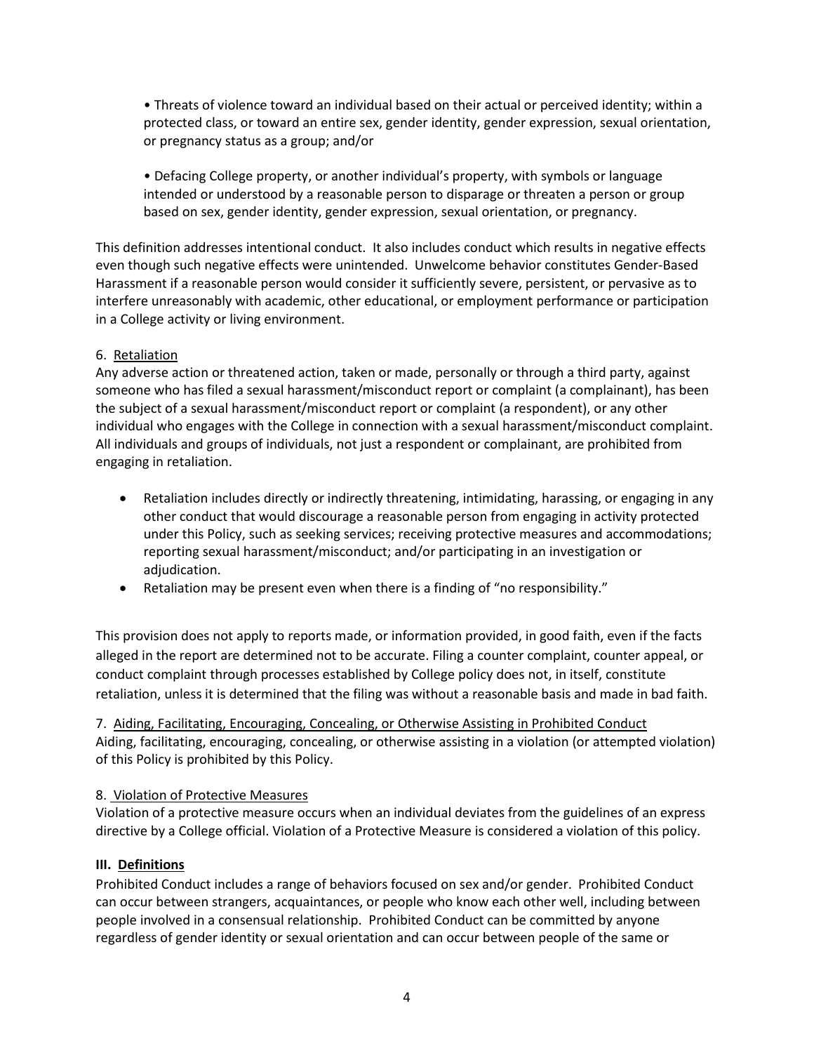- Threats of violence toward an individual based on their actual or perceived identity; within a protected class, or toward an entire sex, gender identity, gender expression, sexual orientation, or pregnancy status as a group; and/or

- Defacing College property, or another individual's property, with symbols or language intended or understood by a reasonable person to disparage or threaten a person or group based on sex, gender identity, gender expression, sexual orientation, or pregnancy.

This definition addresses intentional conduct. It also includes conduct which results in negative effects even though such negative effects were unintended. Unwelcome behavior constitutes Gender-Based Harassment if a reasonable person would consider it sufficiently severe, persistent, or pervasive as to interfere unreasonably with academic, other educational, or employment performance or participation in a College activity or living environment.

6. <u>Retaliation</u>
Any adverse action or threatened action, taken or made, personally or through a third party, against someone who has filed a sexual harassment/misconduct report or complaint (a complainant), has been the subject of a sexual harassment/misconduct report or complaint (a respondent), or any other individual who engages with the College in connection with a sexual harassment/misconduct complaint. All individuals and groups of individuals, not just a respondent or complainant, are prohibited from engaging in retaliation.

- Retaliation includes directly or indirectly threatening, intimidating, harassing, or engaging in any other conduct that would discourage a reasonable person from engaging in activity protected under this Policy, such as seeking services; receiving protective measures and accommodations; reporting sexual harassment/misconduct; and/or participating in an investigation or adjudication.
- Retaliation may be present even when there is a finding of "no responsibility."

This provision does not apply to reports made, or information provided, in good faith, even if the facts alleged in the report are determined not to be accurate. Filing a counter complaint, counter appeal, or conduct complaint through processes established by College policy does not, in itself, constitute retaliation, unless it is determined that the filing was without a reasonable basis and made in bad faith.

7. <u>Aiding, Facilitating, Encouraging, Concealing, or Otherwise Assisting in Prohibited Conduct</u>
Aiding, facilitating, encouraging, concealing, or otherwise assisting in a violation (or attempted violation) of this Policy is prohibited by this Policy.

8. <u>Violation of Protective Measures</u>
Violation of a protective measure occurs when an individual deviates from the guidelines of an express directive by a College official. Violation of a Protective Measure is considered a violation of this policy.

## III. Definitions

Prohibited Conduct includes a range of behaviors focused on sex and/or gender. Prohibited Conduct can occur between strangers, acquaintances, or people who know each other well, including between people involved in a consensual relationship. Prohibited Conduct can be committed by anyone regardless of gender identity or sexual orientation and can occur between people of the same or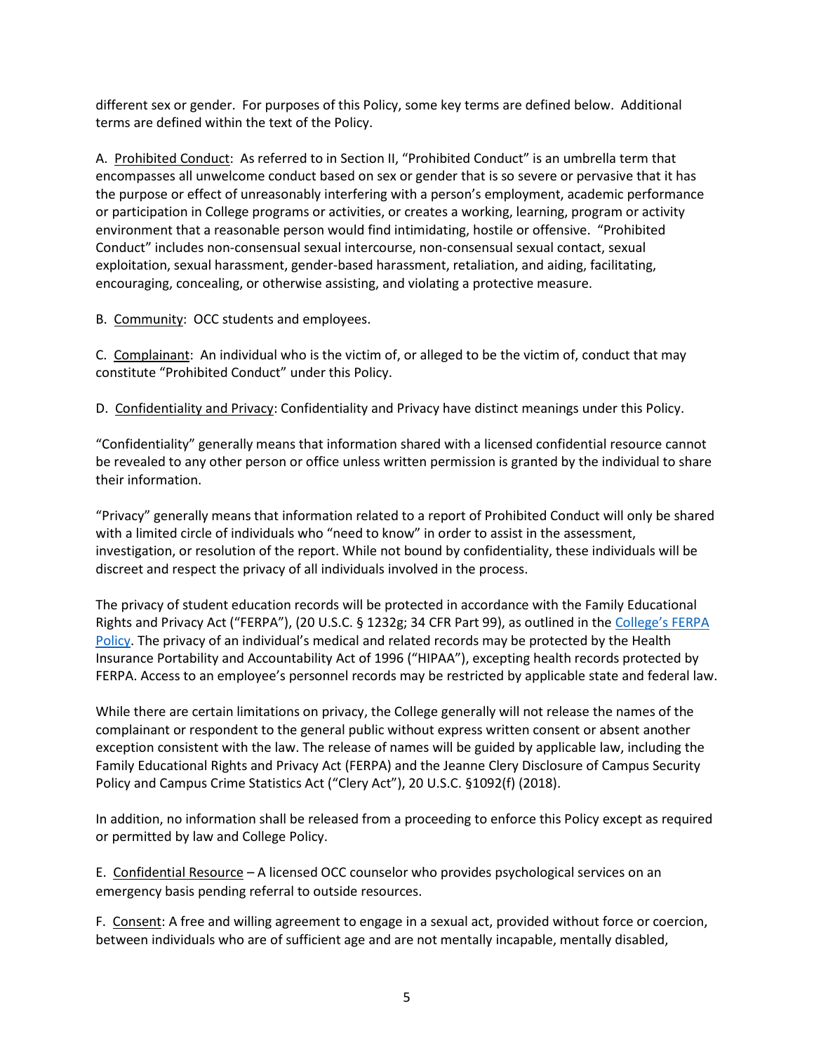different sex or gender. For purposes of this Policy, some key terms are defined below. Additional terms are defined within the text of the Policy.

A. <u>Prohibited Conduct</u>: As referred to in Section II, "Prohibited Conduct" is an umbrella term that encompasses all unwelcome conduct based on sex or gender that is so severe or pervasive that it has the purpose or effect of unreasonably interfering with a person's employment, academic performance or participation in College programs or activities, or creates a working, learning, program or activity environment that a reasonable person would find intimidating, hostile or offensive. "Prohibited Conduct" includes non-consensual sexual intercourse, non-consensual sexual contact, sexual exploitation, sexual harassment, gender-based harassment, retaliation, and aiding, facilitating, encouraging, concealing, or otherwise assisting, and violating a protective measure.

B. <u>Community</u>: OCC students and employees.

C. <u>Complainant</u>: An individual who is the victim of, or alleged to be the victim of, conduct that may constitute "Prohibited Conduct" under this Policy.

D. <u>Confidentiality and Privacy</u>: Confidentiality and Privacy have distinct meanings under this Policy.

"Confidentiality" generally means that information shared with a licensed confidential resource cannot be revealed to any other person or office unless written permission is granted by the individual to share their information.

"Privacy" generally means that information related to a report of Prohibited Conduct will only be shared with a limited circle of individuals who "need to know" in order to assist in the assessment, investigation, or resolution of the report. While not bound by confidentiality, these individuals will be discreet and respect the privacy of all individuals involved in the process.

The privacy of student education records will be protected in accordance with the Family Educational Rights and Privacy Act ("FERPA"), (20 U.S.C. § 1232g; 34 CFR Part 99), as outlined in the [College's FERPA Policy](). The privacy of an individual's medical and related records may be protected by the Health Insurance Portability and Accountability Act of 1996 ("HIPAA"), excepting health records protected by FERPA. Access to an employee's personnel records may be restricted by applicable state and federal law.

While there are certain limitations on privacy, the College generally will not release the names of the complainant or respondent to the general public without express written consent or absent another exception consistent with the law. The release of names will be guided by applicable law, including the Family Educational Rights and Privacy Act (FERPA) and the Jeanne Clery Disclosure of Campus Security Policy and Campus Crime Statistics Act ("Clery Act"), 20 U.S.C. §1092(f) (2018).

In addition, no information shall be released from a proceeding to enforce this Policy except as required or permitted by law and College Policy.

E. <u>Confidential Resource</u> – A licensed OCC counselor who provides psychological services on an emergency basis pending referral to outside resources.

F. <u>Consent</u>: A free and willing agreement to engage in a sexual act, provided without force or coercion, between individuals who are of sufficient age and are not mentally incapable, mentally disabled,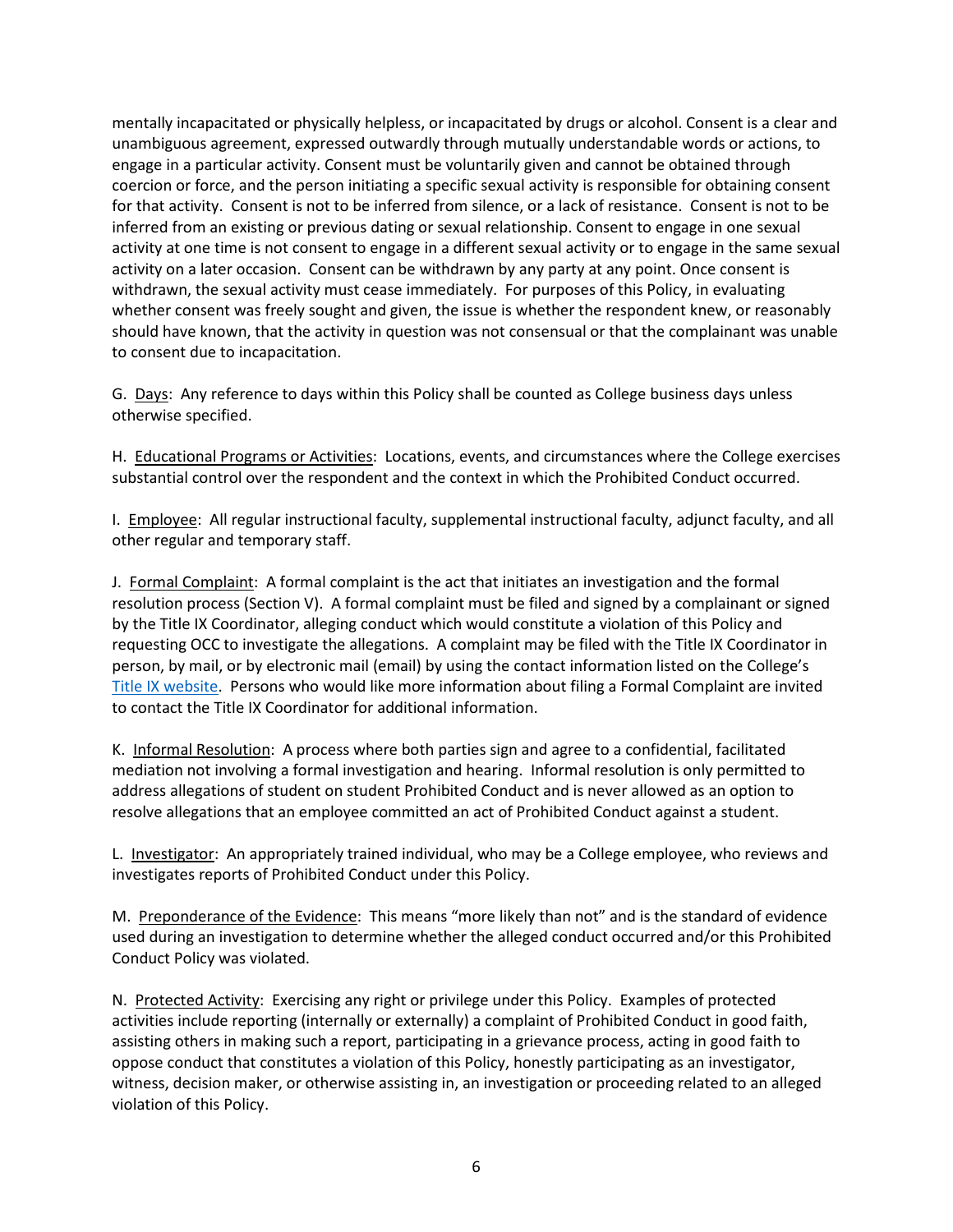mentally incapacitated or physically helpless, or incapacitated by drugs or alcohol. Consent is a clear and unambiguous agreement, expressed outwardly through mutually understandable words or actions, to engage in a particular activity. Consent must be voluntarily given and cannot be obtained through coercion or force, and the person initiating a specific sexual activity is responsible for obtaining consent for that activity. Consent is not to be inferred from silence, or a lack of resistance. Consent is not to be inferred from an existing or previous dating or sexual relationship. Consent to engage in one sexual activity at one time is not consent to engage in a different sexual activity or to engage in the same sexual activity on a later occasion. Consent can be withdrawn by any party at any point. Once consent is withdrawn, the sexual activity must cease immediately. For purposes of this Policy, in evaluating whether consent was freely sought and given, the issue is whether the respondent knew, or reasonably should have known, that the activity in question was not consensual or that the complainant was unable to consent due to incapacitation.

G. Days: Any reference to days within this Policy shall be counted as College business days unless otherwise specified.

H. Educational Programs or Activities: Locations, events, and circumstances where the College exercises substantial control over the respondent and the context in which the Prohibited Conduct occurred.

I. Employee: All regular instructional faculty, supplemental instructional faculty, adjunct faculty, and all other regular and temporary staff.

J. Formal Complaint: A formal complaint is the act that initiates an investigation and the formal resolution process (Section V). A formal complaint must be filed and signed by a complainant or signed by the Title IX Coordinator, alleging conduct which would constitute a violation of this Policy and requesting OCC to investigate the allegations. A complaint may be filed with the Title IX Coordinator in person, by mail, or by electronic mail (email) by using the contact information listed on the College's Title IX website. Persons who would like more information about filing a Formal Complaint are invited to contact the Title IX Coordinator for additional information.

K. Informal Resolution: A process where both parties sign and agree to a confidential, facilitated mediation not involving a formal investigation and hearing. Informal resolution is only permitted to address allegations of student on student Prohibited Conduct and is never allowed as an option to resolve allegations that an employee committed an act of Prohibited Conduct against a student.

L. Investigator: An appropriately trained individual, who may be a College employee, who reviews and investigates reports of Prohibited Conduct under this Policy.

M. Preponderance of the Evidence: This means "more likely than not" and is the standard of evidence used during an investigation to determine whether the alleged conduct occurred and/or this Prohibited Conduct Policy was violated.

N. Protected Activity: Exercising any right or privilege under this Policy. Examples of protected activities include reporting (internally or externally) a complaint of Prohibited Conduct in good faith, assisting others in making such a report, participating in a grievance process, acting in good faith to oppose conduct that constitutes a violation of this Policy, honestly participating as an investigator, witness, decision maker, or otherwise assisting in, an investigation or proceeding related to an alleged violation of this Policy.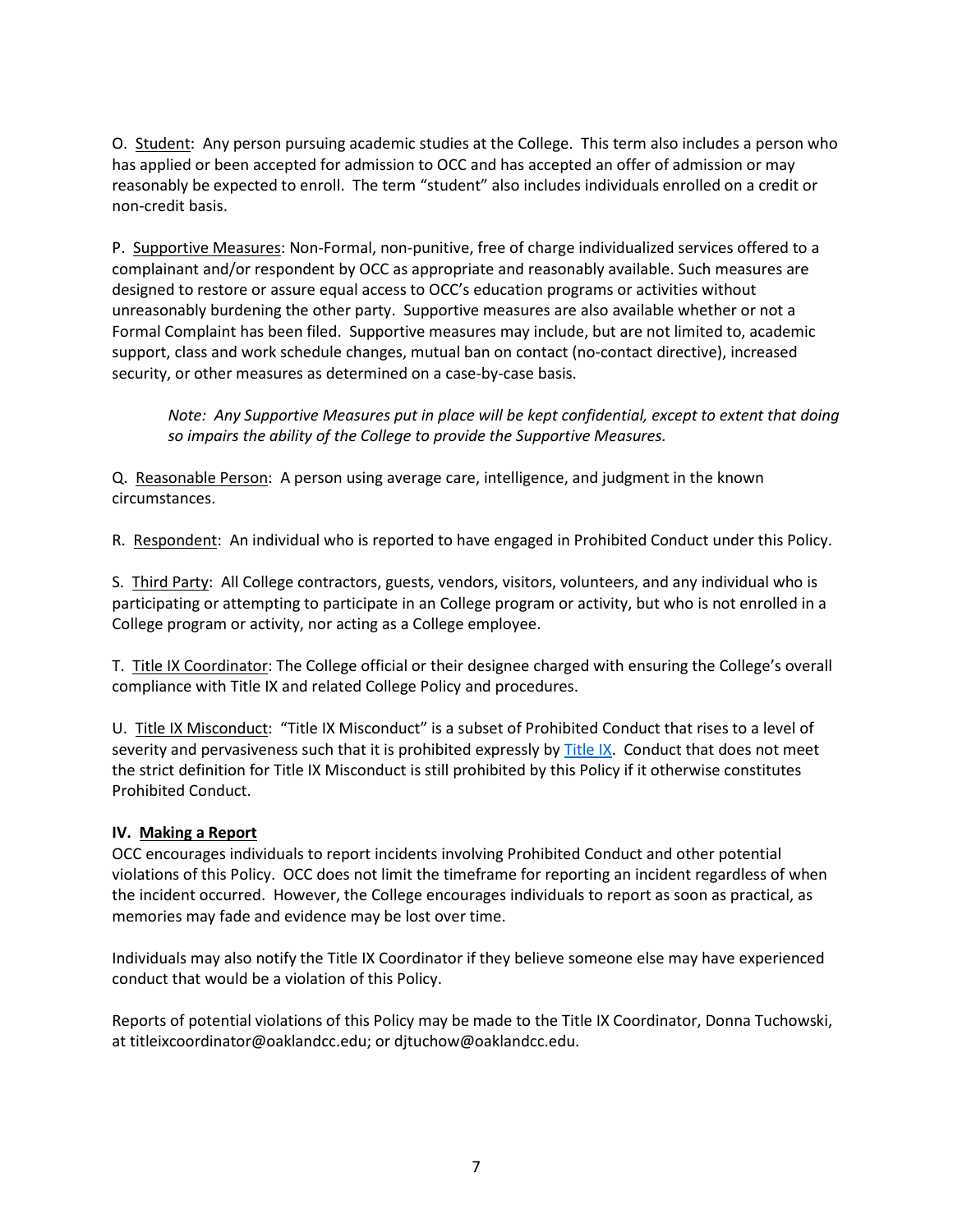O. Student: Any person pursuing academic studies at the College. This term also includes a person who has applied or been accepted for admission to OCC and has accepted an offer of admission or may reasonably be expected to enroll. The term "student" also includes individuals enrolled on a credit or non-credit basis.

P. Supportive Measures: Non-Formal, non-punitive, free of charge individualized services offered to a complainant and/or respondent by OCC as appropriate and reasonably available. Such measures are designed to restore or assure equal access to OCC's education programs or activities without unreasonably burdening the other party. Supportive measures are also available whether or not a Formal Complaint has been filed. Supportive measures may include, but are not limited to, academic support, class and work schedule changes, mutual ban on contact (no-contact directive), increased security, or other measures as determined on a case-by-case basis.

> *Note: Any Supportive Measures put in place will be kept confidential, except to extent that doing so impairs the ability of the College to provide the Supportive Measures.*

Q. Reasonable Person: A person using average care, intelligence, and judgment in the known circumstances.

R. Respondent: An individual who is reported to have engaged in Prohibited Conduct under this Policy.

S. Third Party: All College contractors, guests, vendors, visitors, volunteers, and any individual who is participating or attempting to participate in an College program or activity, but who is not enrolled in a College program or activity, nor acting as a College employee.

T. Title IX Coordinator: The College official or their designee charged with ensuring the College's overall compliance with Title IX and related College Policy and procedures.

U. Title IX Misconduct: "Title IX Misconduct" is a subset of Prohibited Conduct that rises to a level of severity and pervasiveness such that it is prohibited expressly by Title IX. Conduct that does not meet the strict definition for Title IX Misconduct is still prohibited by this Policy if it otherwise constitutes Prohibited Conduct.

**IV. Making a Report**

OCC encourages individuals to report incidents involving Prohibited Conduct and other potential violations of this Policy. OCC does not limit the timeframe for reporting an incident regardless of when the incident occurred. However, the College encourages individuals to report as soon as practical, as memories may fade and evidence may be lost over time.

Individuals may also notify the Title IX Coordinator if they believe someone else may have experienced conduct that would be a violation of this Policy.

Reports of potential violations of this Policy may be made to the Title IX Coordinator, Donna Tuchowski, at titleixcoordinator@oaklandcc.edu; or djtuchow@oaklandcc.edu.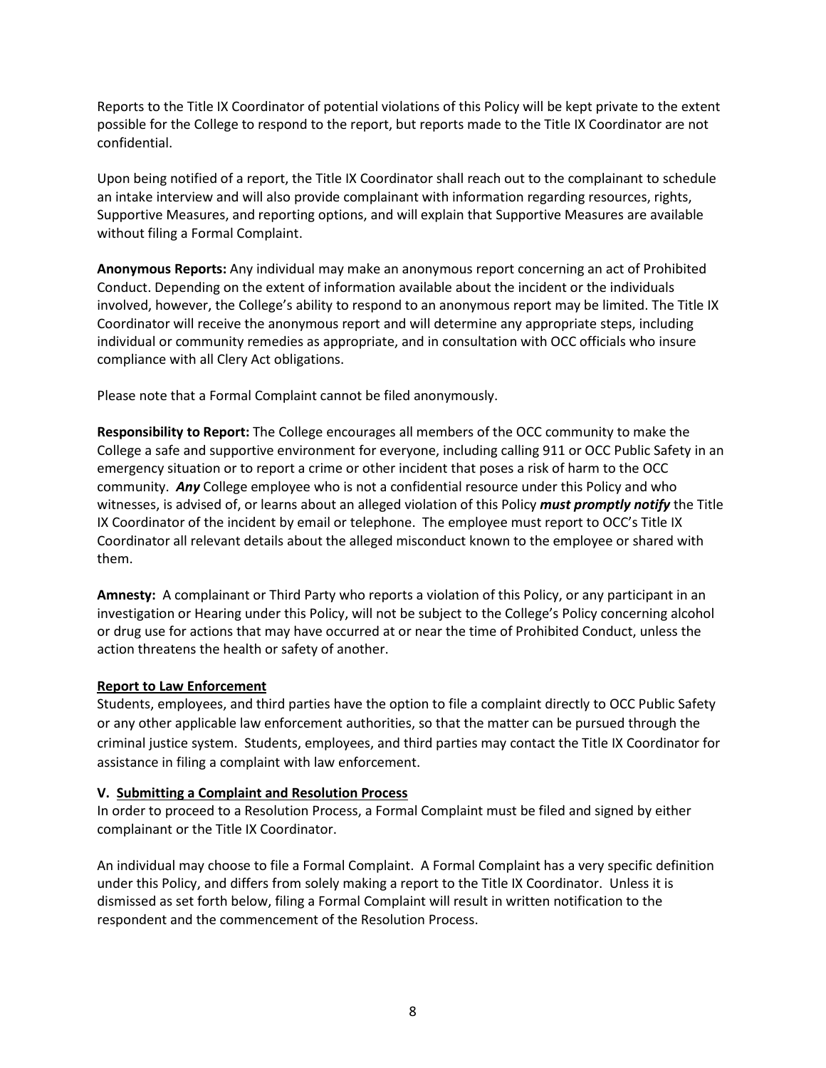Reports to the Title IX Coordinator of potential violations of this Policy will be kept private to the extent possible for the College to respond to the report, but reports made to the Title IX Coordinator are not confidential.

Upon being notified of a report, the Title IX Coordinator shall reach out to the complainant to schedule an intake interview and will also provide complainant with information regarding resources, rights, Supportive Measures, and reporting options, and will explain that Supportive Measures are available without filing a Formal Complaint.

**Anonymous Reports:** Any individual may make an anonymous report concerning an act of Prohibited Conduct. Depending on the extent of information available about the incident or the individuals involved, however, the College's ability to respond to an anonymous report may be limited. The Title IX Coordinator will receive the anonymous report and will determine any appropriate steps, including individual or community remedies as appropriate, and in consultation with OCC officials who insure compliance with all Clery Act obligations.

Please note that a Formal Complaint cannot be filed anonymously.

**Responsibility to Report:** The College encourages all members of the OCC community to make the College a safe and supportive environment for everyone, including calling 911 or OCC Public Safety in an emergency situation or to report a crime or other incident that poses a risk of harm to the OCC community. ***Any*** College employee who is not a confidential resource under this Policy and who witnesses, is advised of, or learns about an alleged violation of this Policy ***must promptly notify*** the Title IX Coordinator of the incident by email or telephone. The employee must report to OCC's Title IX Coordinator all relevant details about the alleged misconduct known to the employee or shared with them.

**Amnesty:** A complainant or Third Party who reports a violation of this Policy, or any participant in an investigation or Hearing under this Policy, will not be subject to the College's Policy concerning alcohol or drug use for actions that may have occurred at or near the time of Prohibited Conduct, unless the action threatens the health or safety of another.

**Report to Law Enforcement**

Students, employees, and third parties have the option to file a complaint directly to OCC Public Safety or any other applicable law enforcement authorities, so that the matter can be pursued through the criminal justice system. Students, employees, and third parties may contact the Title IX Coordinator for assistance in filing a complaint with law enforcement.

## V. Submitting a Complaint and Resolution Process

In order to proceed to a Resolution Process, a Formal Complaint must be filed and signed by either complainant or the Title IX Coordinator.

An individual may choose to file a Formal Complaint. A Formal Complaint has a very specific definition under this Policy, and differs from solely making a report to the Title IX Coordinator. Unless it is dismissed as set forth below, filing a Formal Complaint will result in written notification to the respondent and the commencement of the Resolution Process.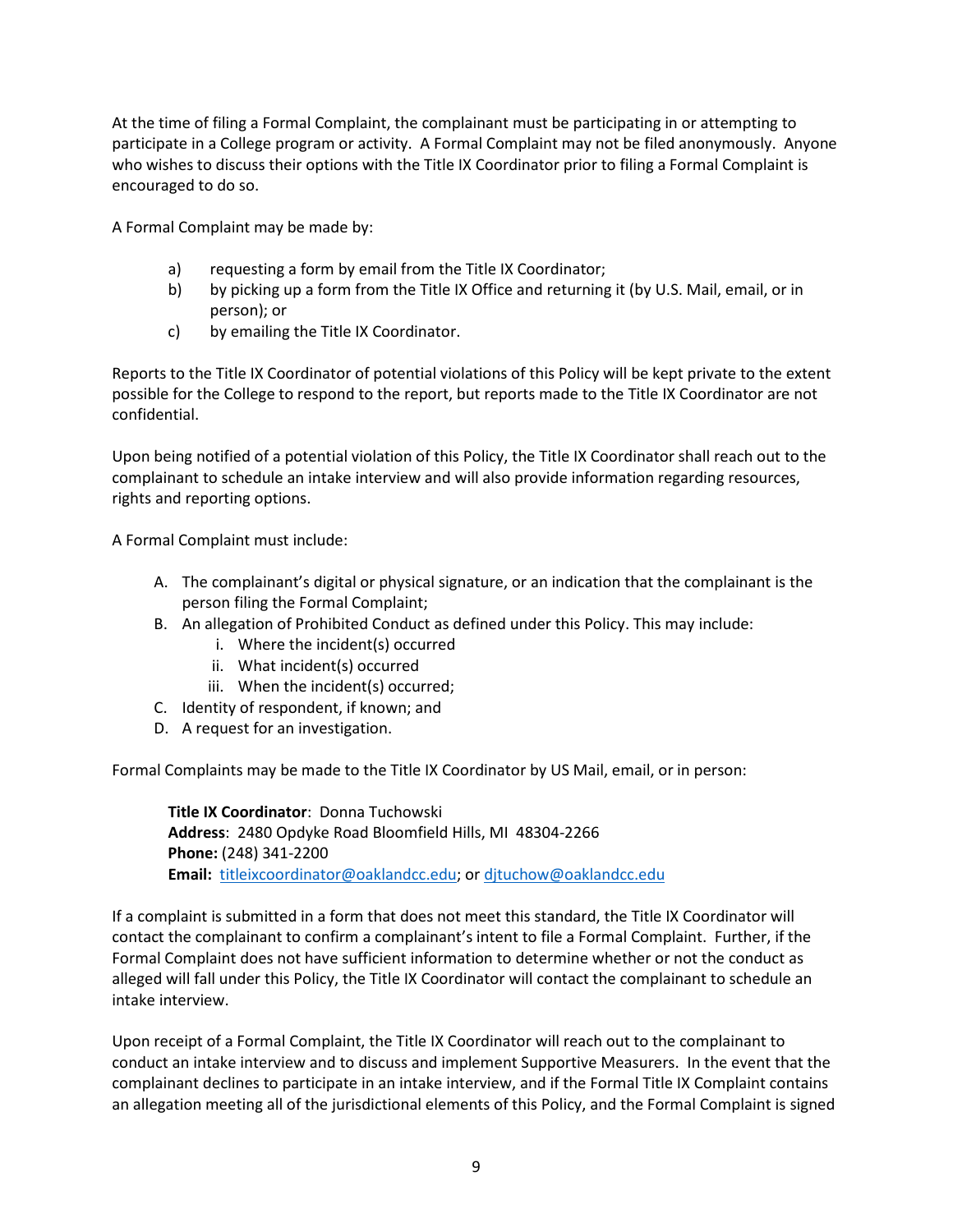At the time of filing a Formal Complaint, the complainant must be participating in or attempting to participate in a College program or activity. A Formal Complaint may not be filed anonymously. Anyone who wishes to discuss their options with the Title IX Coordinator prior to filing a Formal Complaint is encouraged to do so.

A Formal Complaint may be made by:

a) requesting a form by email from the Title IX Coordinator;
b) by picking up a form from the Title IX Office and returning it (by U.S. Mail, email, or in person); or
c) by emailing the Title IX Coordinator.

Reports to the Title IX Coordinator of potential violations of this Policy will be kept private to the extent possible for the College to respond to the report, but reports made to the Title IX Coordinator are not confidential.

Upon being notified of a potential violation of this Policy, the Title IX Coordinator shall reach out to the complainant to schedule an intake interview and will also provide information regarding resources, rights and reporting options.

A Formal Complaint must include:

A. The complainant's digital or physical signature, or an indication that the complainant is the person filing the Formal Complaint;
B. An allegation of Prohibited Conduct as defined under this Policy. This may include:
    i. Where the incident(s) occurred
    ii. What incident(s) occurred
    iii. When the incident(s) occurred;
C. Identity of respondent, if known; and
D. A request for an investigation.

Formal Complaints may be made to the Title IX Coordinator by US Mail, email, or in person:

> **Title IX Coordinator**: Donna Tuchowski
> **Address**: 2480 Opdyke Road Bloomfield Hills, MI 48304-2266
> **Phone:** (248) 341-2200
> **Email:** titleixcoordinator@oaklandcc.edu; or djtuchow@oaklandcc.edu

If a complaint is submitted in a form that does not meet this standard, the Title IX Coordinator will contact the complainant to confirm a complainant's intent to file a Formal Complaint. Further, if the Formal Complaint does not have sufficient information to determine whether or not the conduct as alleged will fall under this Policy, the Title IX Coordinator will contact the complainant to schedule an intake interview.

Upon receipt of a Formal Complaint, the Title IX Coordinator will reach out to the complainant to conduct an intake interview and to discuss and implement Supportive Measurers. In the event that the complainant declines to participate in an intake interview, and if the Formal Title IX Complaint contains an allegation meeting all of the jurisdictional elements of this Policy, and the Formal Complaint is signed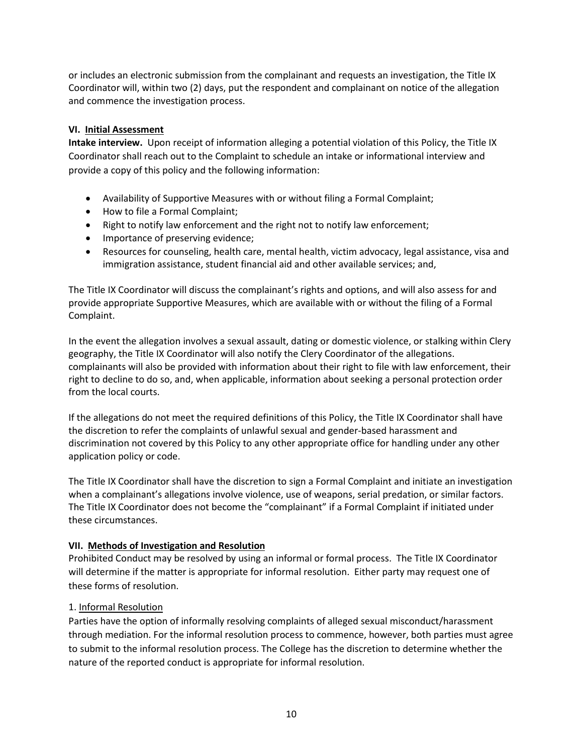or includes an electronic submission from the complainant and requests an investigation, the Title IX Coordinator will, within two (2) days, put the respondent and complainant on notice of the allegation and commence the investigation process.

## VI. Initial Assessment

**Intake interview.** Upon receipt of information alleging a potential violation of this Policy, the Title IX Coordinator shall reach out to the Complaint to schedule an intake or informational interview and provide a copy of this policy and the following information:

- Availability of Supportive Measures with or without filing a Formal Complaint;
- How to file a Formal Complaint;
- Right to notify law enforcement and the right not to notify law enforcement;
- Importance of preserving evidence;
- Resources for counseling, health care, mental health, victim advocacy, legal assistance, visa and immigration assistance, student financial aid and other available services; and,

The Title IX Coordinator will discuss the complainant's rights and options, and will also assess for and provide appropriate Supportive Measures, which are available with or without the filing of a Formal Complaint.

In the event the allegation involves a sexual assault, dating or domestic violence, or stalking within Clery geography, the Title IX Coordinator will also notify the Clery Coordinator of the allegations. complainants will also be provided with information about their right to file with law enforcement, their right to decline to do so, and, when applicable, information about seeking a personal protection order from the local courts.

If the allegations do not meet the required definitions of this Policy, the Title IX Coordinator shall have the discretion to refer the complaints of unlawful sexual and gender-based harassment and discrimination not covered by this Policy to any other appropriate office for handling under any other application policy or code.

The Title IX Coordinator shall have the discretion to sign a Formal Complaint and initiate an investigation when a complainant's allegations involve violence, use of weapons, serial predation, or similar factors. The Title IX Coordinator does not become the "complainant" if a Formal Complaint if initiated under these circumstances.

## VII. Methods of Investigation and Resolution

Prohibited Conduct may be resolved by using an informal or formal process. The Title IX Coordinator will determine if the matter is appropriate for informal resolution. Either party may request one of these forms of resolution.

### 1. Informal Resolution

Parties have the option of informally resolving complaints of alleged sexual misconduct/harassment through mediation. For the informal resolution process to commence, however, both parties must agree to submit to the informal resolution process. The College has the discretion to determine whether the nature of the reported conduct is appropriate for informal resolution.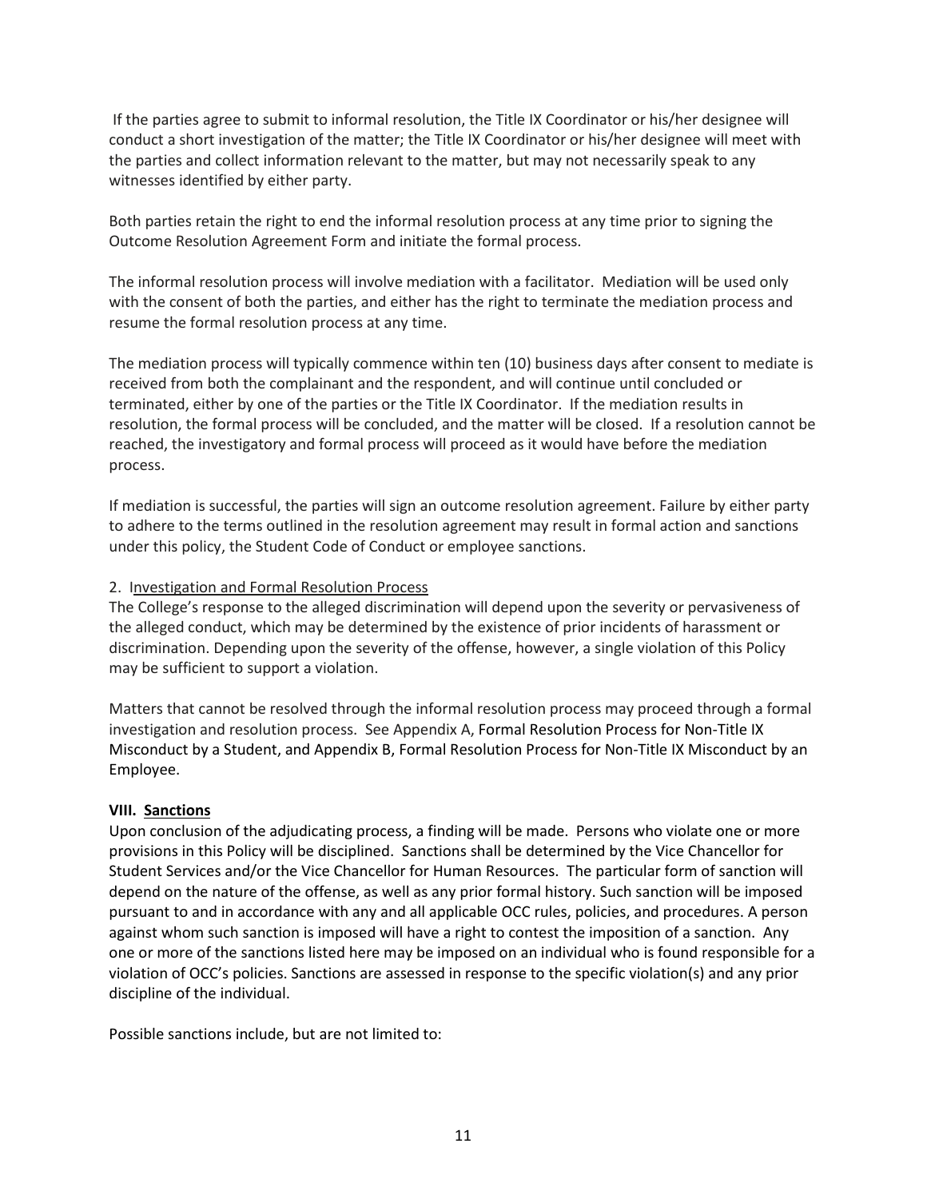If the parties agree to submit to informal resolution, the Title IX Coordinator or his/her designee will conduct a short investigation of the matter; the Title IX Coordinator or his/her designee will meet with the parties and collect information relevant to the matter, but may not necessarily speak to any witnesses identified by either party.

Both parties retain the right to end the informal resolution process at any time prior to signing the Outcome Resolution Agreement Form and initiate the formal process.

The informal resolution process will involve mediation with a facilitator. Mediation will be used only with the consent of both the parties, and either has the right to terminate the mediation process and resume the formal resolution process at any time.

The mediation process will typically commence within ten (10) business days after consent to mediate is received from both the complainant and the respondent, and will continue until concluded or terminated, either by one of the parties or the Title IX Coordinator. If the mediation results in resolution, the formal process will be concluded, and the matter will be closed. If a resolution cannot be reached, the investigatory and formal process will proceed as it would have before the mediation process.

If mediation is successful, the parties will sign an outcome resolution agreement. Failure by either party to adhere to the terms outlined in the resolution agreement may result in formal action and sanctions under this policy, the Student Code of Conduct or employee sanctions.

2. Investigation and Formal Resolution Process

The College's response to the alleged discrimination will depend upon the severity or pervasiveness of the alleged conduct, which may be determined by the existence of prior incidents of harassment or discrimination. Depending upon the severity of the offense, however, a single violation of this Policy may be sufficient to support a violation.

Matters that cannot be resolved through the informal resolution process may proceed through a formal investigation and resolution process. See Appendix A, Formal Resolution Process for Non-Title IX Misconduct by a Student, and Appendix B, Formal Resolution Process for Non-Title IX Misconduct by an Employee.

## VIII. Sanctions

Upon conclusion of the adjudicating process, a finding will be made. Persons who violate one or more provisions in this Policy will be disciplined. Sanctions shall be determined by the Vice Chancellor for Student Services and/or the Vice Chancellor for Human Resources. The particular form of sanction will depend on the nature of the offense, as well as any prior formal history. Such sanction will be imposed pursuant to and in accordance with any and all applicable OCC rules, policies, and procedures. A person against whom such sanction is imposed will have a right to contest the imposition of a sanction. Any one or more of the sanctions listed here may be imposed on an individual who is found responsible for a violation of OCC's policies. Sanctions are assessed in response to the specific violation(s) and any prior discipline of the individual.

Possible sanctions include, but are not limited to: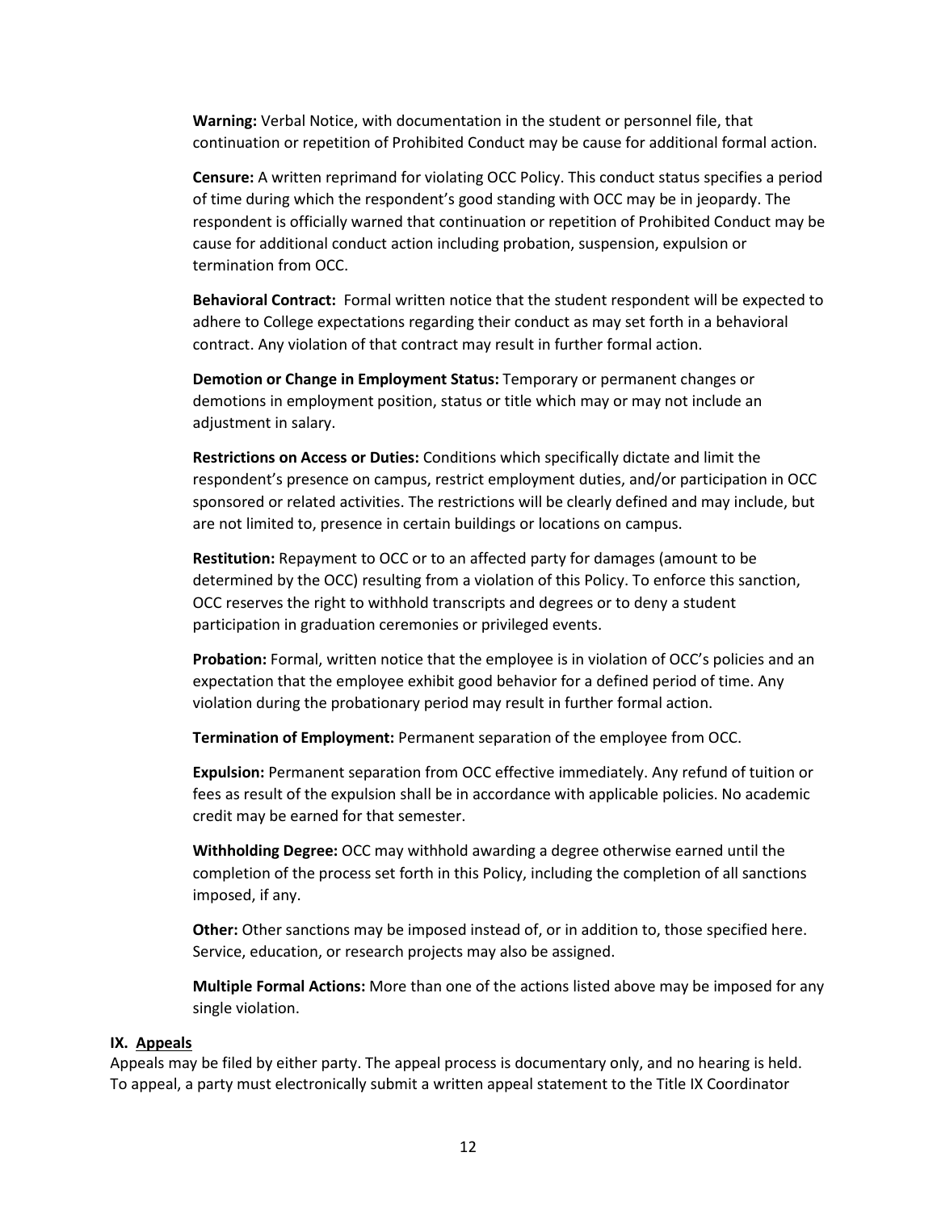**Warning:** Verbal Notice, with documentation in the student or personnel file, that continuation or repetition of Prohibited Conduct may be cause for additional formal action.

**Censure:** A written reprimand for violating OCC Policy. This conduct status specifies a period of time during which the respondent's good standing with OCC may be in jeopardy. The respondent is officially warned that continuation or repetition of Prohibited Conduct may be cause for additional conduct action including probation, suspension, expulsion or termination from OCC.

**Behavioral Contract:** Formal written notice that the student respondent will be expected to adhere to College expectations regarding their conduct as may set forth in a behavioral contract. Any violation of that contract may result in further formal action.

**Demotion or Change in Employment Status:** Temporary or permanent changes or demotions in employment position, status or title which may or may not include an adjustment in salary.

**Restrictions on Access or Duties:** Conditions which specifically dictate and limit the respondent's presence on campus, restrict employment duties, and/or participation in OCC sponsored or related activities. The restrictions will be clearly defined and may include, but are not limited to, presence in certain buildings or locations on campus.

**Restitution:** Repayment to OCC or to an affected party for damages (amount to be determined by the OCC) resulting from a violation of this Policy. To enforce this sanction, OCC reserves the right to withhold transcripts and degrees or to deny a student participation in graduation ceremonies or privileged events.

**Probation:** Formal, written notice that the employee is in violation of OCC's policies and an expectation that the employee exhibit good behavior for a defined period of time. Any violation during the probationary period may result in further formal action.

**Termination of Employment:** Permanent separation of the employee from OCC.

**Expulsion:** Permanent separation from OCC effective immediately. Any refund of tuition or fees as result of the expulsion shall be in accordance with applicable policies. No academic credit may be earned for that semester.

**Withholding Degree:** OCC may withhold awarding a degree otherwise earned until the completion of the process set forth in this Policy, including the completion of all sanctions imposed, if any.

**Other:** Other sanctions may be imposed instead of, or in addition to, those specified here. Service, education, or research projects may also be assigned.

**Multiple Formal Actions:** More than one of the actions listed above may be imposed for any single violation.

## IX. Appeals

Appeals may be filed by either party. The appeal process is documentary only, and no hearing is held. To appeal, a party must electronically submit a written appeal statement to the Title IX Coordinator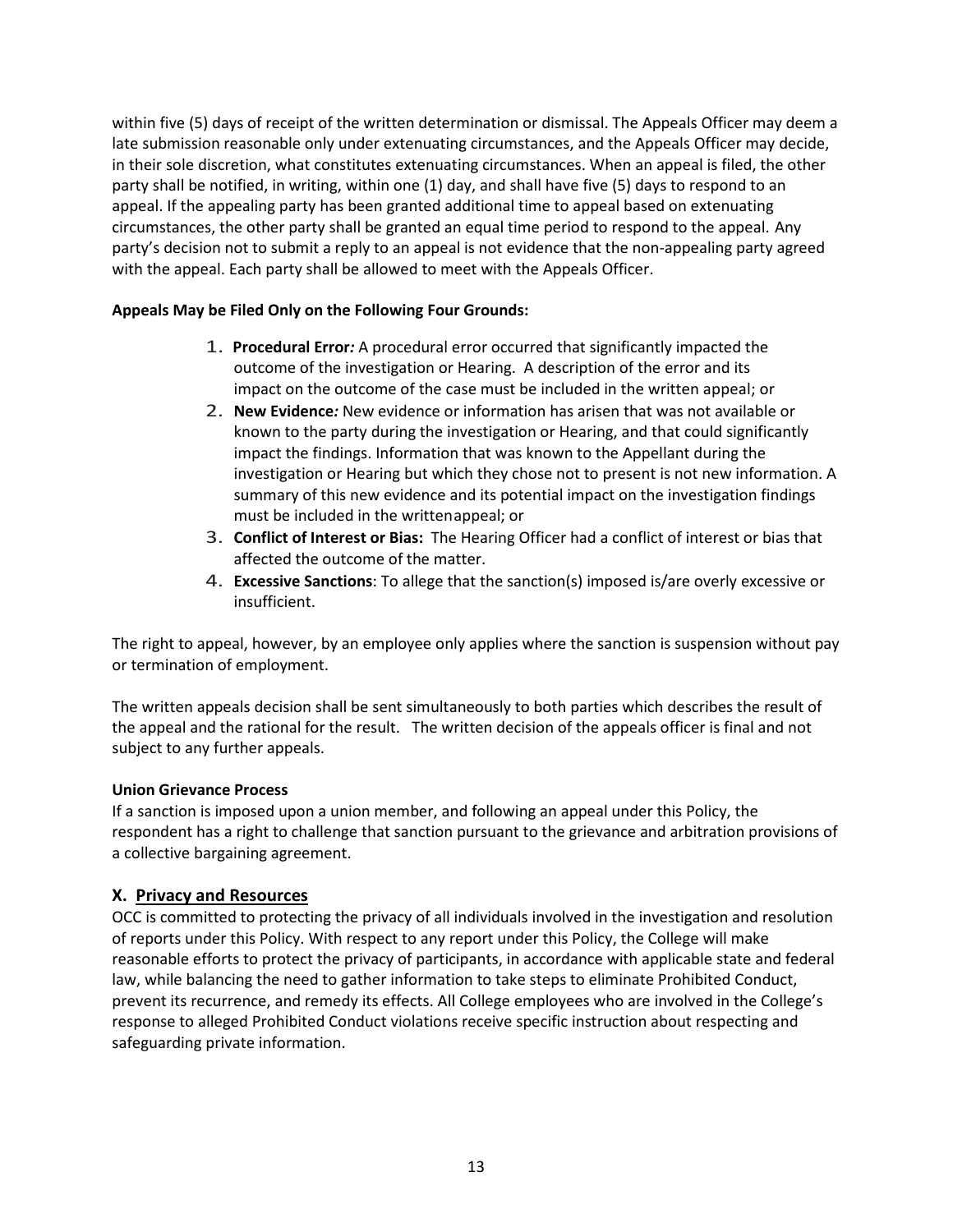within five (5) days of receipt of the written determination or dismissal. The Appeals Officer may deem a late submission reasonable only under extenuating circumstances, and the Appeals Officer may decide, in their sole discretion, what constitutes extenuating circumstances. When an appeal is filed, the other party shall be notified, in writing, within one (1) day, and shall have five (5) days to respond to an appeal. If the appealing party has been granted additional time to appeal based on extenuating circumstances, the other party shall be granted an equal time period to respond to the appeal. Any party's decision not to submit a reply to an appeal is not evidence that the non-appealing party agreed with the appeal. Each party shall be allowed to meet with the Appeals Officer.

**Appeals May be Filed Only on the Following Four Grounds:**

1. **Procedural Error***:* A procedural error occurred that significantly impacted the outcome of the investigation or Hearing. A description of the error and its impact on the outcome of the case must be included in the written appeal; or
2. **New Evidence***:* New evidence or information has arisen that was not available or known to the party during the investigation or Hearing, and that could significantly impact the findings. Information that was known to the Appellant during the investigation or Hearing but which they chose not to present is not new information. A summary of this new evidence and its potential impact on the investigation findings must be included in the writtenappeal; or
3. **Conflict of Interest or Bias:** The Hearing Officer had a conflict of interest or bias that affected the outcome of the matter.
4. **Excessive Sanctions**: To allege that the sanction(s) imposed is/are overly excessive or insufficient.

The right to appeal, however, by an employee only applies where the sanction is suspension without pay or termination of employment.

The written appeals decision shall be sent simultaneously to both parties which describes the result of the appeal and the rational for the result. The written decision of the appeals officer is final and not subject to any further appeals.

**Union Grievance Process**

If a sanction is imposed upon a union member, and following an appeal under this Policy, the respondent has a right to challenge that sanction pursuant to the grievance and arbitration provisions of a collective bargaining agreement.

## X. Privacy and Resources

OCC is committed to protecting the privacy of all individuals involved in the investigation and resolution of reports under this Policy. With respect to any report under this Policy, the College will make reasonable efforts to protect the privacy of participants, in accordance with applicable state and federal law, while balancing the need to gather information to take steps to eliminate Prohibited Conduct, prevent its recurrence, and remedy its effects. All College employees who are involved in the College's response to alleged Prohibited Conduct violations receive specific instruction about respecting and safeguarding private information.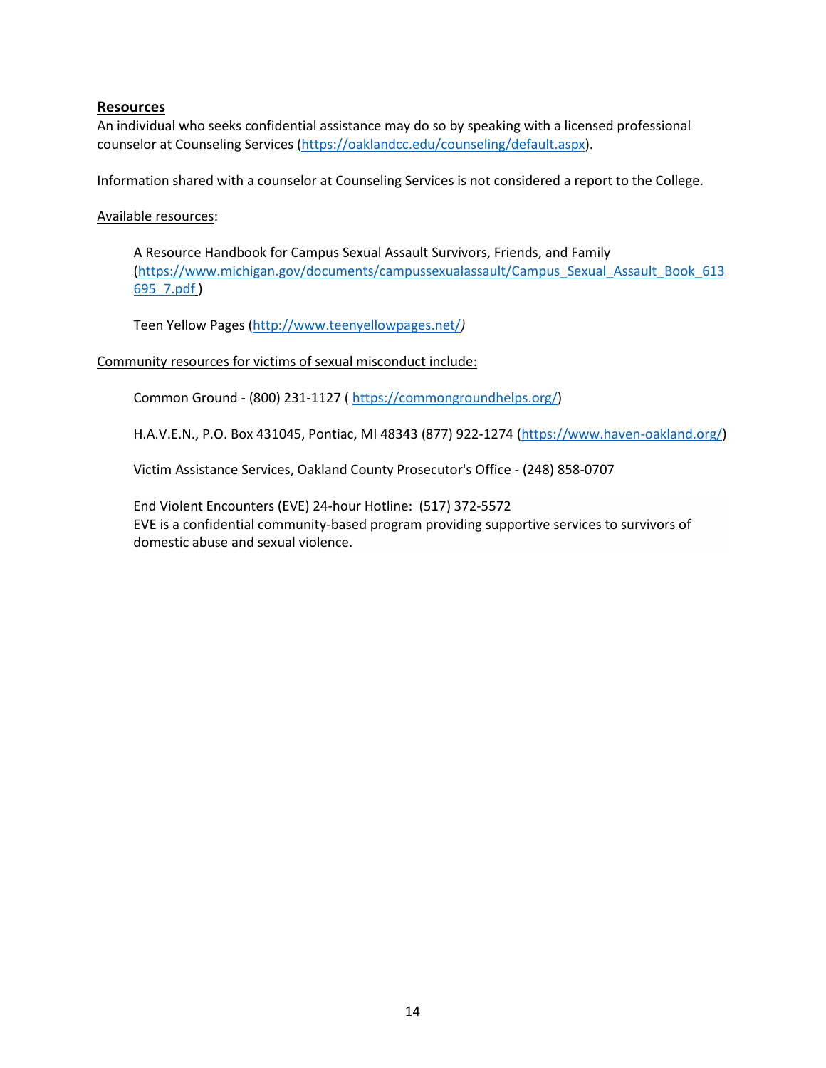## Resources

An individual who seeks confidential assistance may do so by speaking with a licensed professional counselor at Counseling Services (https://oaklandcc.edu/counseling/default.aspx).

Information shared with a counselor at Counseling Services is not considered a report to the College.

Available resources:

> A Resource Handbook for Campus Sexual Assault Survivors, Friends, and Family (https://www.michigan.gov/documents/campussexualassault/Campus_Sexual_Assault_Book_613695_7.pdf )
>
> Teen Yellow Pages (http://www.teenyellowpages.net/)

Community resources for victims of sexual misconduct include:

> Common Ground - (800) 231-1127 ( https://commongroundhelps.org/)
>
> H.A.V.E.N., P.O. Box 431045, Pontiac, MI 48343 (877) 922-1274 (https://www.haven-oakland.org/)
>
> Victim Assistance Services, Oakland County Prosecutor's Office - (248) 858-0707
>
> End Violent Encounters (EVE) 24-hour Hotline: (517) 372-5572
> EVE is a confidential community-based program providing supportive services to survivors of domestic abuse and sexual violence.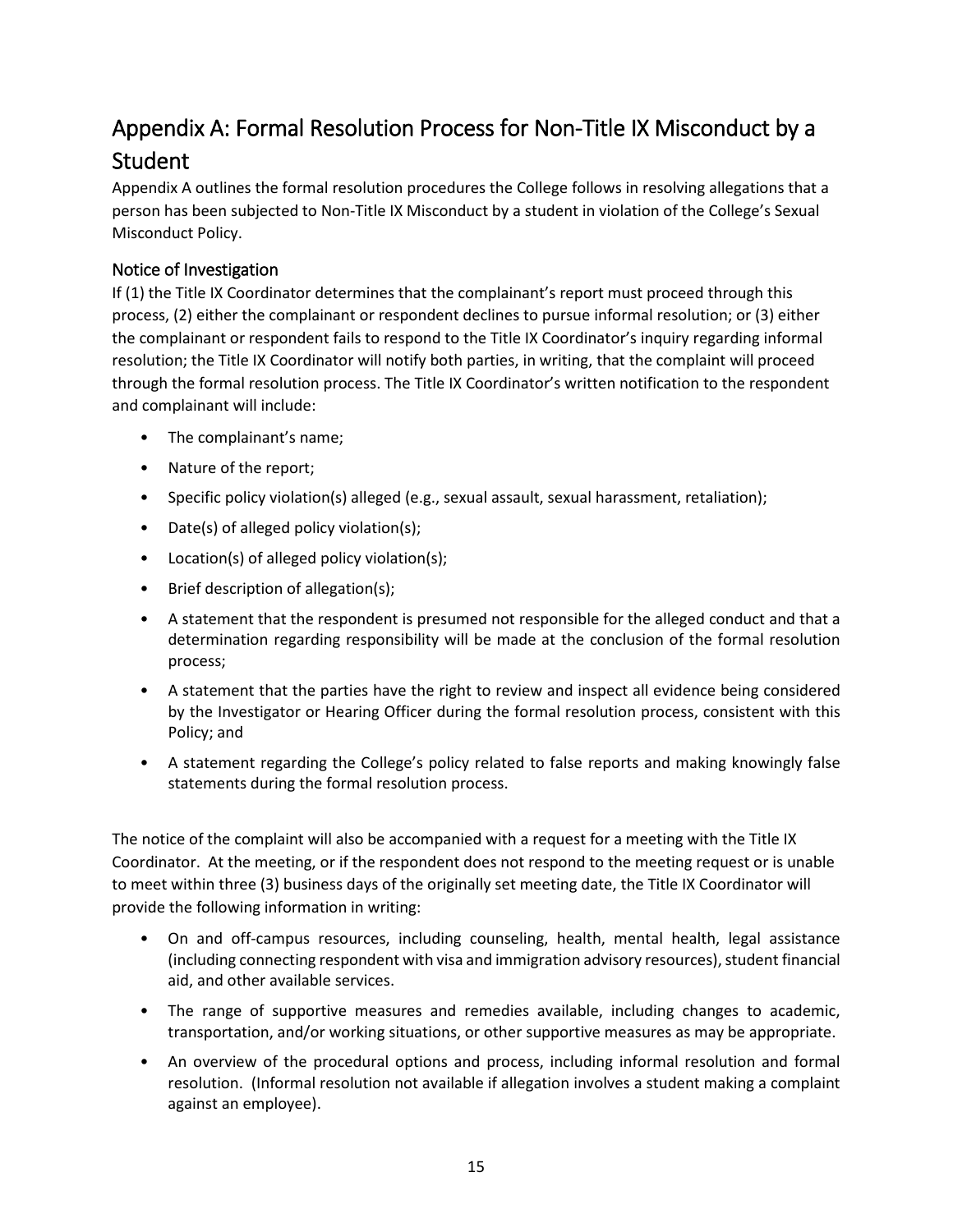# Appendix A: Formal Resolution Process for Non-Title IX Misconduct by a Student

Appendix A outlines the formal resolution procedures the College follows in resolving allegations that a person has been subjected to Non-Title IX Misconduct by a student in violation of the College's Sexual Misconduct Policy.

## Notice of Investigation

If (1) the Title IX Coordinator determines that the complainant's report must proceed through this process, (2) either the complainant or respondent declines to pursue informal resolution; or (3) either the complainant or respondent fails to respond to the Title IX Coordinator's inquiry regarding informal resolution; the Title IX Coordinator will notify both parties, in writing, that the complaint will proceed through the formal resolution process. The Title IX Coordinator's written notification to the respondent and complainant will include:

- The complainant's name;
- Nature of the report;
- Specific policy violation(s) alleged (e.g., sexual assault, sexual harassment, retaliation);
- Date(s) of alleged policy violation(s);
- Location(s) of alleged policy violation(s);
- Brief description of allegation(s);
- A statement that the respondent is presumed not responsible for the alleged conduct and that a determination regarding responsibility will be made at the conclusion of the formal resolution process;
- A statement that the parties have the right to review and inspect all evidence being considered by the Investigator or Hearing Officer during the formal resolution process, consistent with this Policy; and
- A statement regarding the College's policy related to false reports and making knowingly false statements during the formal resolution process.

The notice of the complaint will also be accompanied with a request for a meeting with the Title IX Coordinator. At the meeting, or if the respondent does not respond to the meeting request or is unable to meet within three (3) business days of the originally set meeting date, the Title IX Coordinator will provide the following information in writing:

- On and off-campus resources, including counseling, health, mental health, legal assistance (including connecting respondent with visa and immigration advisory resources), student financial aid, and other available services.
- The range of supportive measures and remedies available, including changes to academic, transportation, and/or working situations, or other supportive measures as may be appropriate.
- An overview of the procedural options and process, including informal resolution and formal resolution. (Informal resolution not available if allegation involves a student making a complaint against an employee).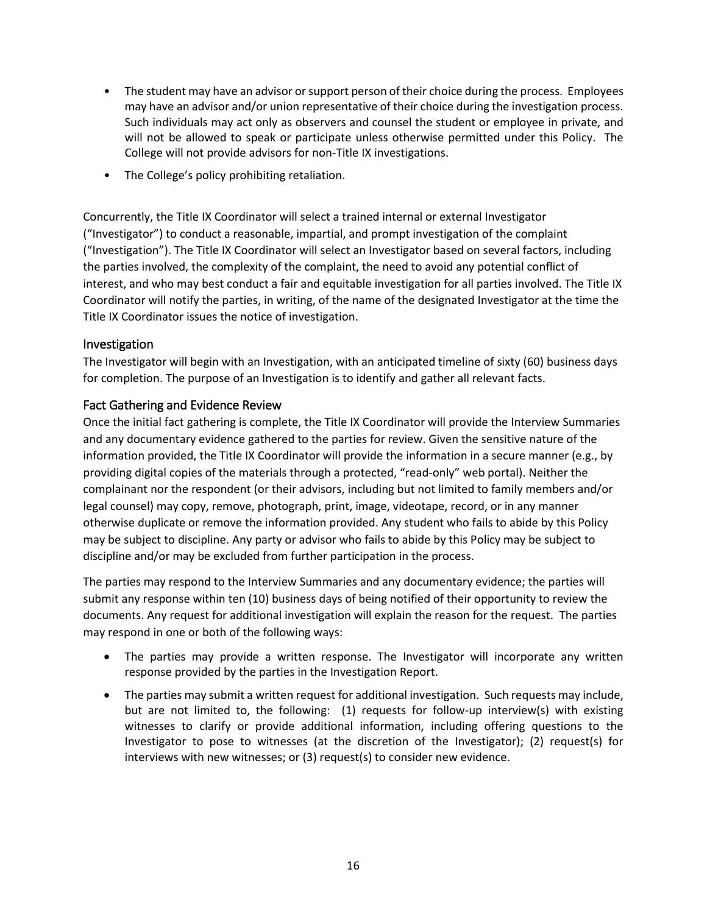- The student may have an advisor or support person of their choice during the process. Employees may have an advisor and/or union representative of their choice during the investigation process. Such individuals may act only as observers and counsel the student or employee in private, and will not be allowed to speak or participate unless otherwise permitted under this Policy. The College will not provide advisors for non-Title IX investigations.
- The College's policy prohibiting retaliation.

Concurrently, the Title IX Coordinator will select a trained internal or external Investigator ("Investigator") to conduct a reasonable, impartial, and prompt investigation of the complaint ("Investigation"). The Title IX Coordinator will select an Investigator based on several factors, including the parties involved, the complexity of the complaint, the need to avoid any potential conflict of interest, and who may best conduct a fair and equitable investigation for all parties involved. The Title IX Coordinator will notify the parties, in writing, of the name of the designated Investigator at the time the Title IX Coordinator issues the notice of investigation.

### Investigation

The Investigator will begin with an Investigation, with an anticipated timeline of sixty (60) business days for completion. The purpose of an Investigation is to identify and gather all relevant facts.

### Fact Gathering and Evidence Review

Once the initial fact gathering is complete, the Title IX Coordinator will provide the Interview Summaries and any documentary evidence gathered to the parties for review. Given the sensitive nature of the information provided, the Title IX Coordinator will provide the information in a secure manner (e.g., by providing digital copies of the materials through a protected, "read-only" web portal). Neither the complainant nor the respondent (or their advisors, including but not limited to family members and/or legal counsel) may copy, remove, photograph, print, image, videotape, record, or in any manner otherwise duplicate or remove the information provided. Any student who fails to abide by this Policy may be subject to discipline. Any party or advisor who fails to abide by this Policy may be subject to discipline and/or may be excluded from further participation in the process.

The parties may respond to the Interview Summaries and any documentary evidence; the parties will submit any response within ten (10) business days of being notified of their opportunity to review the documents. Any request for additional investigation will explain the reason for the request. The parties may respond in one or both of the following ways:

- The parties may provide a written response. The Investigator will incorporate any written response provided by the parties in the Investigation Report.
- The parties may submit a written request for additional investigation. Such requests may include, but are not limited to, the following: (1) requests for follow-up interview(s) with existing witnesses to clarify or provide additional information, including offering questions to the Investigator to pose to witnesses (at the discretion of the Investigator); (2) request(s) for interviews with new witnesses; or (3) request(s) to consider new evidence.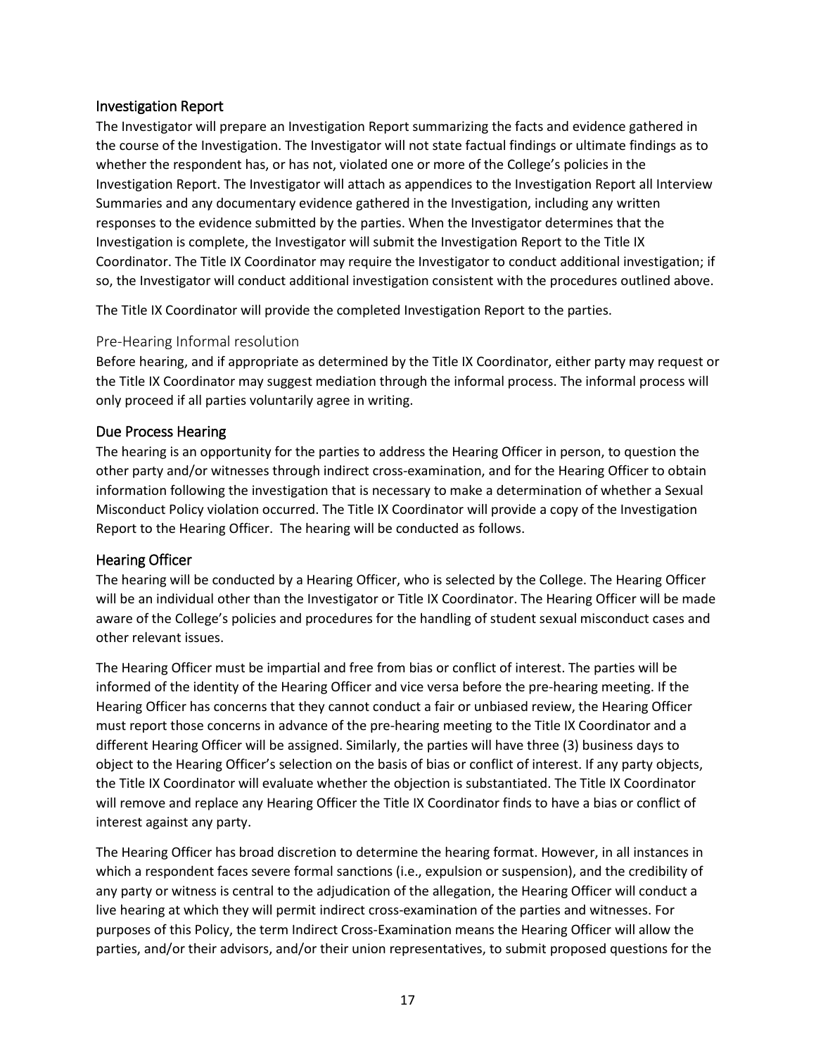## Investigation Report

The Investigator will prepare an Investigation Report summarizing the facts and evidence gathered in the course of the Investigation. The Investigator will not state factual findings or ultimate findings as to whether the respondent has, or has not, violated one or more of the College's policies in the Investigation Report. The Investigator will attach as appendices to the Investigation Report all Interview Summaries and any documentary evidence gathered in the Investigation, including any written responses to the evidence submitted by the parties. When the Investigator determines that the Investigation is complete, the Investigator will submit the Investigation Report to the Title IX Coordinator. The Title IX Coordinator may require the Investigator to conduct additional investigation; if so, the Investigator will conduct additional investigation consistent with the procedures outlined above.

The Title IX Coordinator will provide the completed Investigation Report to the parties.

### Pre-Hearing Informal resolution

Before hearing, and if appropriate as determined by the Title IX Coordinator, either party may request or the Title IX Coordinator may suggest mediation through the informal process. The informal process will only proceed if all parties voluntarily agree in writing.

## Due Process Hearing

The hearing is an opportunity for the parties to address the Hearing Officer in person, to question the other party and/or witnesses through indirect cross-examination, and for the Hearing Officer to obtain information following the investigation that is necessary to make a determination of whether a Sexual Misconduct Policy violation occurred. The Title IX Coordinator will provide a copy of the Investigation Report to the Hearing Officer. The hearing will be conducted as follows.

## Hearing Officer

The hearing will be conducted by a Hearing Officer, who is selected by the College. The Hearing Officer will be an individual other than the Investigator or Title IX Coordinator. The Hearing Officer will be made aware of the College's policies and procedures for the handling of student sexual misconduct cases and other relevant issues.

The Hearing Officer must be impartial and free from bias or conflict of interest. The parties will be informed of the identity of the Hearing Officer and vice versa before the pre-hearing meeting. If the Hearing Officer has concerns that they cannot conduct a fair or unbiased review, the Hearing Officer must report those concerns in advance of the pre-hearing meeting to the Title IX Coordinator and a different Hearing Officer will be assigned. Similarly, the parties will have three (3) business days to object to the Hearing Officer's selection on the basis of bias or conflict of interest. If any party objects, the Title IX Coordinator will evaluate whether the objection is substantiated. The Title IX Coordinator will remove and replace any Hearing Officer the Title IX Coordinator finds to have a bias or conflict of interest against any party.

The Hearing Officer has broad discretion to determine the hearing format. However, in all instances in which a respondent faces severe formal sanctions (i.e., expulsion or suspension), and the credibility of any party or witness is central to the adjudication of the allegation, the Hearing Officer will conduct a live hearing at which they will permit indirect cross-examination of the parties and witnesses. For purposes of this Policy, the term Indirect Cross-Examination means the Hearing Officer will allow the parties, and/or their advisors, and/or their union representatives, to submit proposed questions for the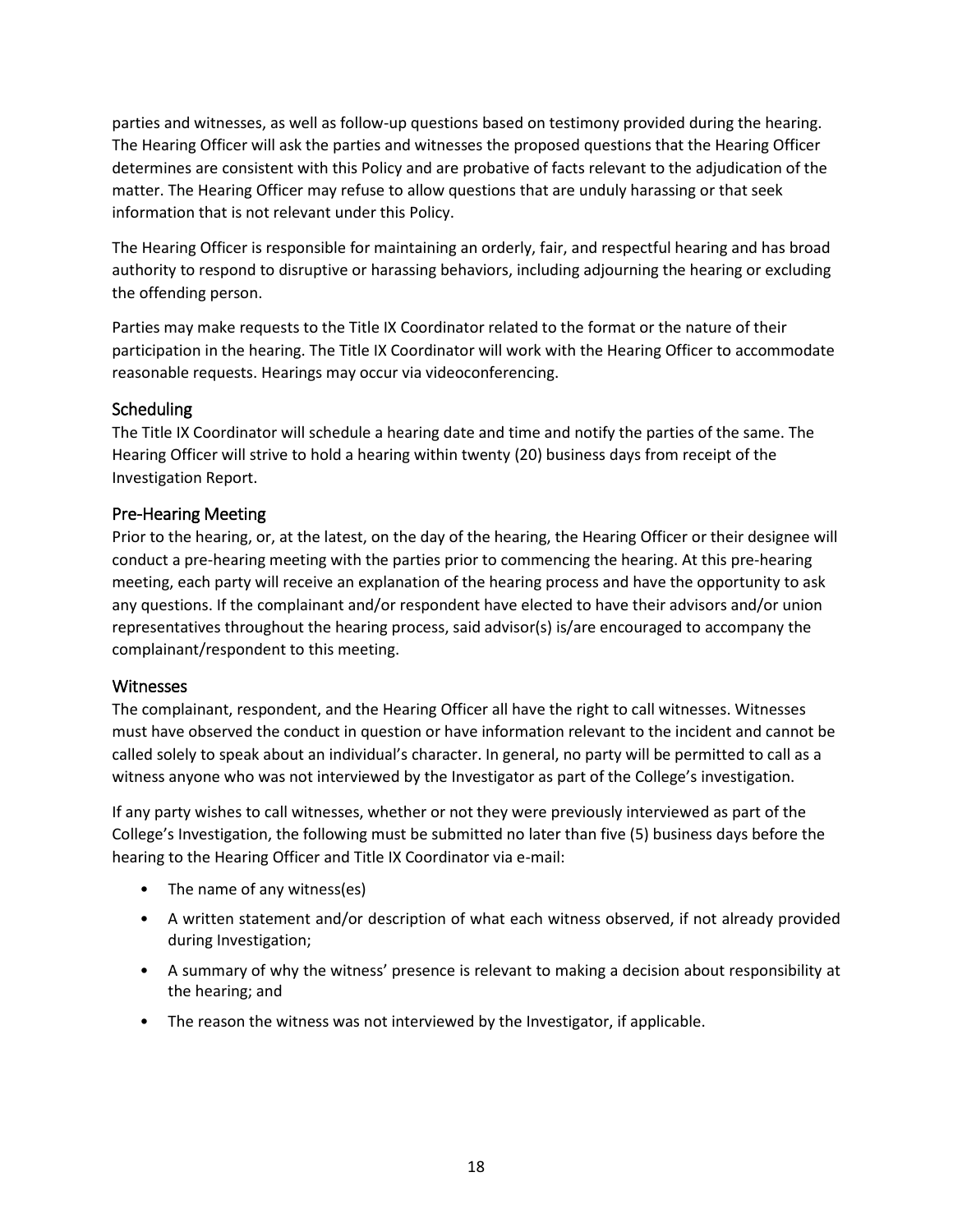parties and witnesses, as well as follow-up questions based on testimony provided during the hearing. The Hearing Officer will ask the parties and witnesses the proposed questions that the Hearing Officer determines are consistent with this Policy and are probative of facts relevant to the adjudication of the matter. The Hearing Officer may refuse to allow questions that are unduly harassing or that seek information that is not relevant under this Policy.

The Hearing Officer is responsible for maintaining an orderly, fair, and respectful hearing and has broad authority to respond to disruptive or harassing behaviors, including adjourning the hearing or excluding the offending person.

Parties may make requests to the Title IX Coordinator related to the format or the nature of their participation in the hearing. The Title IX Coordinator will work with the Hearing Officer to accommodate reasonable requests. Hearings may occur via videoconferencing.

### Scheduling

The Title IX Coordinator will schedule a hearing date and time and notify the parties of the same. The Hearing Officer will strive to hold a hearing within twenty (20) business days from receipt of the Investigation Report.

### Pre-Hearing Meeting

Prior to the hearing, or, at the latest, on the day of the hearing, the Hearing Officer or their designee will conduct a pre-hearing meeting with the parties prior to commencing the hearing. At this pre-hearing meeting, each party will receive an explanation of the hearing process and have the opportunity to ask any questions. If the complainant and/or respondent have elected to have their advisors and/or union representatives throughout the hearing process, said advisor(s) is/are encouraged to accompany the complainant/respondent to this meeting.

### Witnesses

The complainant, respondent, and the Hearing Officer all have the right to call witnesses. Witnesses must have observed the conduct in question or have information relevant to the incident and cannot be called solely to speak about an individual's character. In general, no party will be permitted to call as a witness anyone who was not interviewed by the Investigator as part of the College's investigation.

If any party wishes to call witnesses, whether or not they were previously interviewed as part of the College's Investigation, the following must be submitted no later than five (5) business days before the hearing to the Hearing Officer and Title IX Coordinator via e-mail:

- The name of any witness(es)
- A written statement and/or description of what each witness observed, if not already provided during Investigation;
- A summary of why the witness' presence is relevant to making a decision about responsibility at the hearing; and
- The reason the witness was not interviewed by the Investigator, if applicable.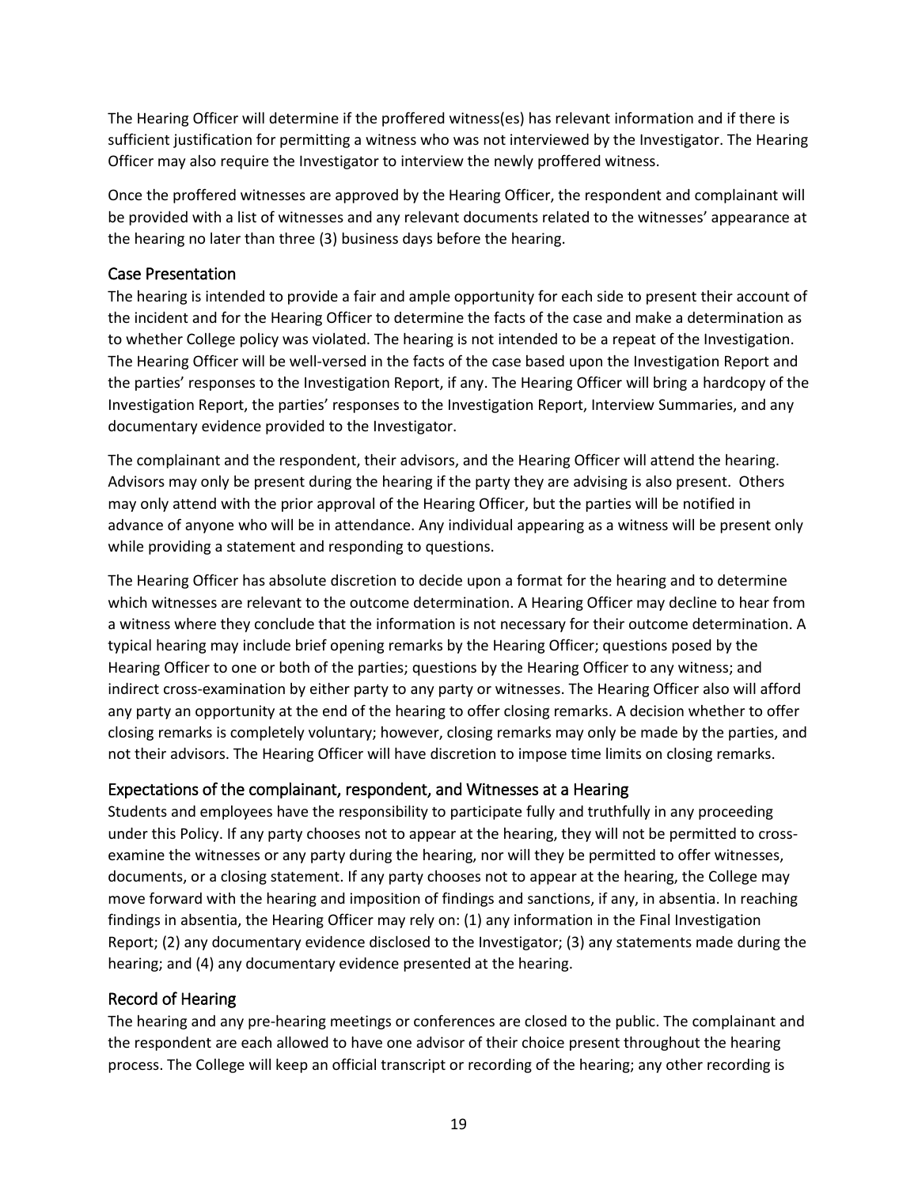The Hearing Officer will determine if the proffered witness(es) has relevant information and if there is sufficient justification for permitting a witness who was not interviewed by the Investigator. The Hearing Officer may also require the Investigator to interview the newly proffered witness.

Once the proffered witnesses are approved by the Hearing Officer, the respondent and complainant will be provided with a list of witnesses and any relevant documents related to the witnesses' appearance at the hearing no later than three (3) business days before the hearing.

## Case Presentation

The hearing is intended to provide a fair and ample opportunity for each side to present their account of the incident and for the Hearing Officer to determine the facts of the case and make a determination as to whether College policy was violated. The hearing is not intended to be a repeat of the Investigation. The Hearing Officer will be well-versed in the facts of the case based upon the Investigation Report and the parties' responses to the Investigation Report, if any. The Hearing Officer will bring a hardcopy of the Investigation Report, the parties' responses to the Investigation Report, Interview Summaries, and any documentary evidence provided to the Investigator.

The complainant and the respondent, their advisors, and the Hearing Officer will attend the hearing. Advisors may only be present during the hearing if the party they are advising is also present. Others may only attend with the prior approval of the Hearing Officer, but the parties will be notified in advance of anyone who will be in attendance. Any individual appearing as a witness will be present only while providing a statement and responding to questions.

The Hearing Officer has absolute discretion to decide upon a format for the hearing and to determine which witnesses are relevant to the outcome determination. A Hearing Officer may decline to hear from a witness where they conclude that the information is not necessary for their outcome determination. A typical hearing may include brief opening remarks by the Hearing Officer; questions posed by the Hearing Officer to one or both of the parties; questions by the Hearing Officer to any witness; and indirect cross-examination by either party to any party or witnesses. The Hearing Officer also will afford any party an opportunity at the end of the hearing to offer closing remarks. A decision whether to offer closing remarks is completely voluntary; however, closing remarks may only be made by the parties, and not their advisors. The Hearing Officer will have discretion to impose time limits on closing remarks.

## Expectations of the complainant, respondent, and Witnesses at a Hearing

Students and employees have the responsibility to participate fully and truthfully in any proceeding under this Policy. If any party chooses not to appear at the hearing, they will not be permitted to cross-examine the witnesses or any party during the hearing, nor will they be permitted to offer witnesses, documents, or a closing statement. If any party chooses not to appear at the hearing, the College may move forward with the hearing and imposition of findings and sanctions, if any, in absentia. In reaching findings in absentia, the Hearing Officer may rely on: (1) any information in the Final Investigation Report; (2) any documentary evidence disclosed to the Investigator; (3) any statements made during the hearing; and (4) any documentary evidence presented at the hearing.

## Record of Hearing

The hearing and any pre-hearing meetings or conferences are closed to the public. The complainant and the respondent are each allowed to have one advisor of their choice present throughout the hearing process. The College will keep an official transcript or recording of the hearing; any other recording is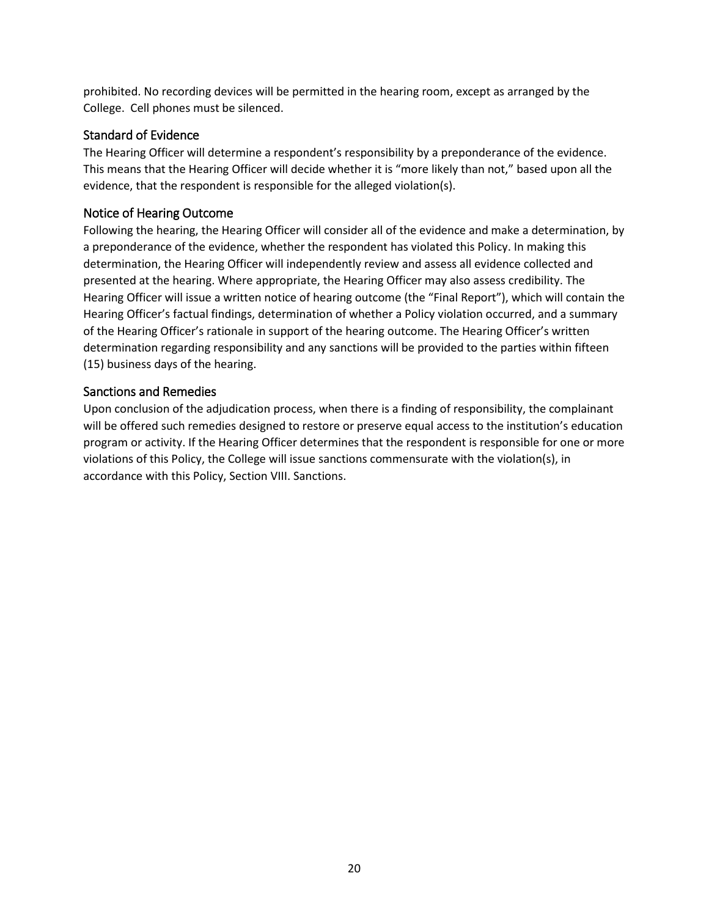prohibited. No recording devices will be permitted in the hearing room, except as arranged by the College. Cell phones must be silenced.

### Standard of Evidence

The Hearing Officer will determine a respondent's responsibility by a preponderance of the evidence. This means that the Hearing Officer will decide whether it is "more likely than not," based upon all the evidence, that the respondent is responsible for the alleged violation(s).

### Notice of Hearing Outcome

Following the hearing, the Hearing Officer will consider all of the evidence and make a determination, by a preponderance of the evidence, whether the respondent has violated this Policy. In making this determination, the Hearing Officer will independently review and assess all evidence collected and presented at the hearing. Where appropriate, the Hearing Officer may also assess credibility. The Hearing Officer will issue a written notice of hearing outcome (the "Final Report"), which will contain the Hearing Officer's factual findings, determination of whether a Policy violation occurred, and a summary of the Hearing Officer's rationale in support of the hearing outcome. The Hearing Officer's written determination regarding responsibility and any sanctions will be provided to the parties within fifteen (15) business days of the hearing.

### Sanctions and Remedies

Upon conclusion of the adjudication process, when there is a finding of responsibility, the complainant will be offered such remedies designed to restore or preserve equal access to the institution's education program or activity. If the Hearing Officer determines that the respondent is responsible for one or more violations of this Policy, the College will issue sanctions commensurate with the violation(s), in accordance with this Policy, Section VIII. Sanctions.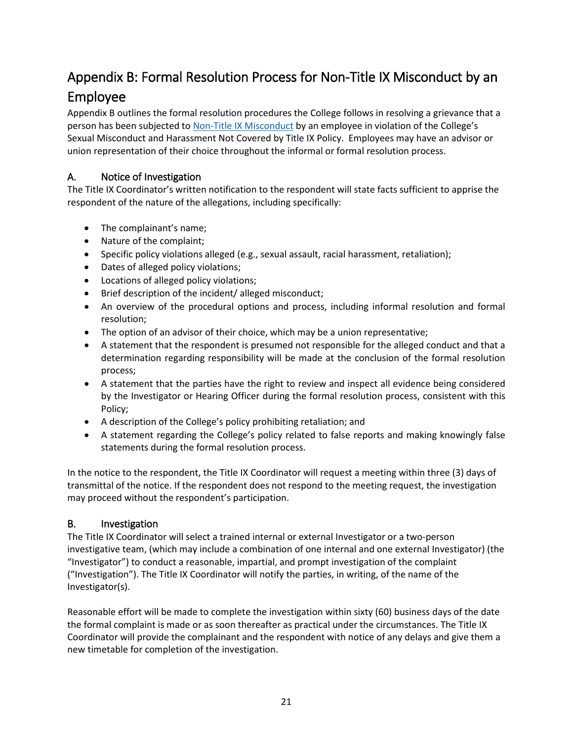# Appendix B: Formal Resolution Process for Non-Title IX Misconduct by an Employee

Appendix B outlines the formal resolution procedures the College follows in resolving a grievance that a person has been subjected to [Non-Title IX Misconduct] by an employee in violation of the College's Sexual Misconduct and Harassment Not Covered by Title IX Policy. Employees may have an advisor or union representation of their choice throughout the informal or formal resolution process.

## A. Notice of Investigation

The Title IX Coordinator's written notification to the respondent will state facts sufficient to apprise the respondent of the nature of the allegations, including specifically:

- The complainant's name;
- Nature of the complaint;
- Specific policy violations alleged (e.g., sexual assault, racial harassment, retaliation);
- Dates of alleged policy violations;
- Locations of alleged policy violations;
- Brief description of the incident/ alleged misconduct;
- An overview of the procedural options and process, including informal resolution and formal resolution;
- The option of an advisor of their choice, which may be a union representative;
- A statement that the respondent is presumed not responsible for the alleged conduct and that a determination regarding responsibility will be made at the conclusion of the formal resolution process;
- A statement that the parties have the right to review and inspect all evidence being considered by the Investigator or Hearing Officer during the formal resolution process, consistent with this Policy;
- A description of the College's policy prohibiting retaliation; and
- A statement regarding the College's policy related to false reports and making knowingly false statements during the formal resolution process.

In the notice to the respondent, the Title IX Coordinator will request a meeting within three (3) days of transmittal of the notice. If the respondent does not respond to the meeting request, the investigation may proceed without the respondent's participation.

## B. Investigation

The Title IX Coordinator will select a trained internal or external Investigator or a two-person investigative team, (which may include a combination of one internal and one external Investigator) (the "Investigator") to conduct a reasonable, impartial, and prompt investigation of the complaint ("Investigation"). The Title IX Coordinator will notify the parties, in writing, of the name of the Investigator(s).

Reasonable effort will be made to complete the investigation within sixty (60) business days of the date the formal complaint is made or as soon thereafter as practical under the circumstances. The Title IX Coordinator will provide the complainant and the respondent with notice of any delays and give them a new timetable for completion of the investigation.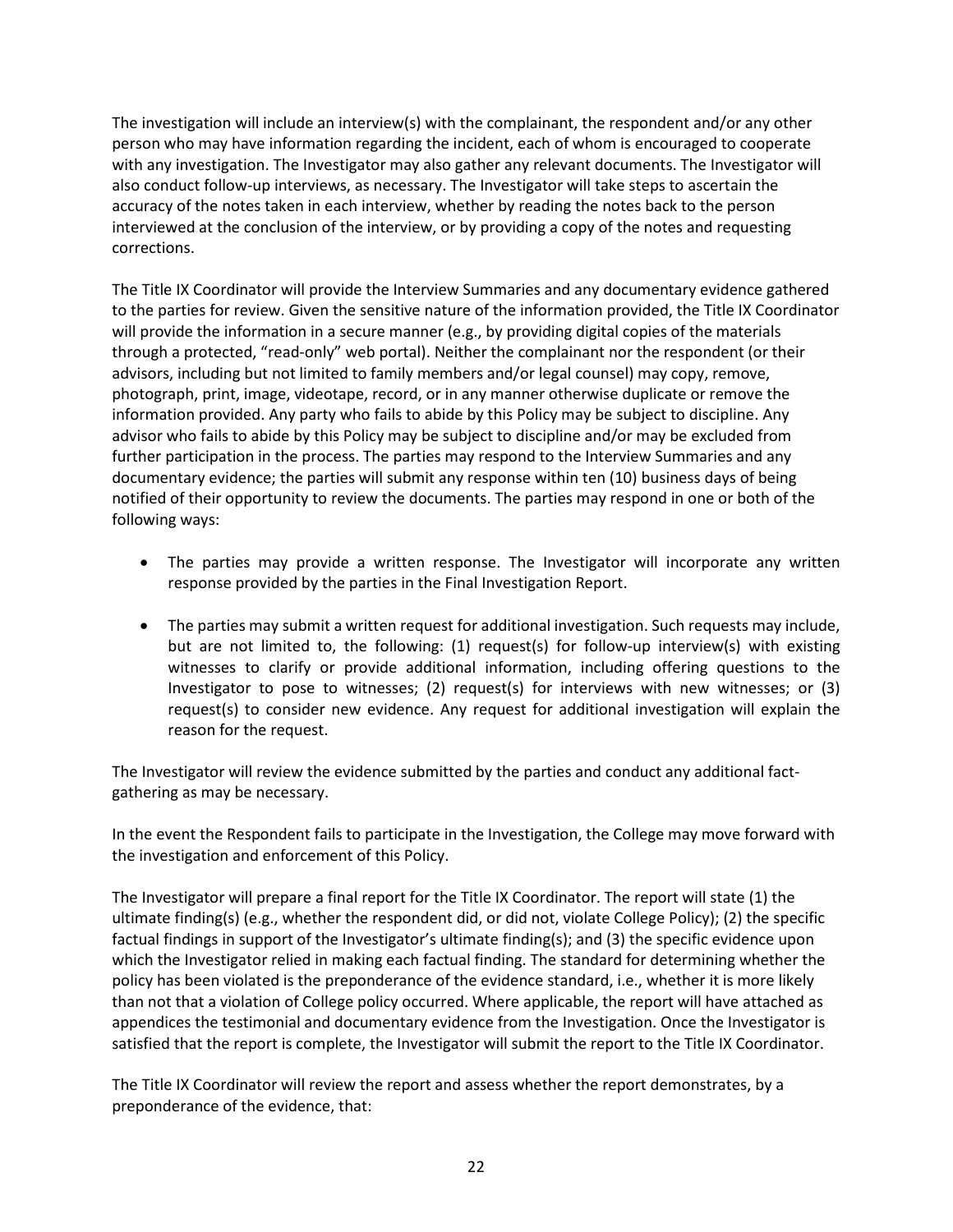The investigation will include an interview(s) with the complainant, the respondent and/or any other person who may have information regarding the incident, each of whom is encouraged to cooperate with any investigation. The Investigator may also gather any relevant documents. The Investigator will also conduct follow-up interviews, as necessary. The Investigator will take steps to ascertain the accuracy of the notes taken in each interview, whether by reading the notes back to the person interviewed at the conclusion of the interview, or by providing a copy of the notes and requesting corrections.

The Title IX Coordinator will provide the Interview Summaries and any documentary evidence gathered to the parties for review. Given the sensitive nature of the information provided, the Title IX Coordinator will provide the information in a secure manner (e.g., by providing digital copies of the materials through a protected, "read-only" web portal). Neither the complainant nor the respondent (or their advisors, including but not limited to family members and/or legal counsel) may copy, remove, photograph, print, image, videotape, record, or in any manner otherwise duplicate or remove the information provided. Any party who fails to abide by this Policy may be subject to discipline. Any advisor who fails to abide by this Policy may be subject to discipline and/or may be excluded from further participation in the process. The parties may respond to the Interview Summaries and any documentary evidence; the parties will submit any response within ten (10) business days of being notified of their opportunity to review the documents. The parties may respond in one or both of the following ways:

- The parties may provide a written response. The Investigator will incorporate any written response provided by the parties in the Final Investigation Report.
- The parties may submit a written request for additional investigation. Such requests may include, but are not limited to, the following: (1) request(s) for follow-up interview(s) with existing witnesses to clarify or provide additional information, including offering questions to the Investigator to pose to witnesses; (2) request(s) for interviews with new witnesses; or (3) request(s) to consider new evidence. Any request for additional investigation will explain the reason for the request.

The Investigator will review the evidence submitted by the parties and conduct any additional fact-gathering as may be necessary.

In the event the Respondent fails to participate in the Investigation, the College may move forward with the investigation and enforcement of this Policy.

The Investigator will prepare a final report for the Title IX Coordinator. The report will state (1) the ultimate finding(s) (e.g., whether the respondent did, or did not, violate College Policy); (2) the specific factual findings in support of the Investigator's ultimate finding(s); and (3) the specific evidence upon which the Investigator relied in making each factual finding. The standard for determining whether the policy has been violated is the preponderance of the evidence standard, i.e., whether it is more likely than not that a violation of College policy occurred. Where applicable, the report will have attached as appendices the testimonial and documentary evidence from the Investigation. Once the Investigator is satisfied that the report is complete, the Investigator will submit the report to the Title IX Coordinator.

The Title IX Coordinator will review the report and assess whether the report demonstrates, by a preponderance of the evidence, that: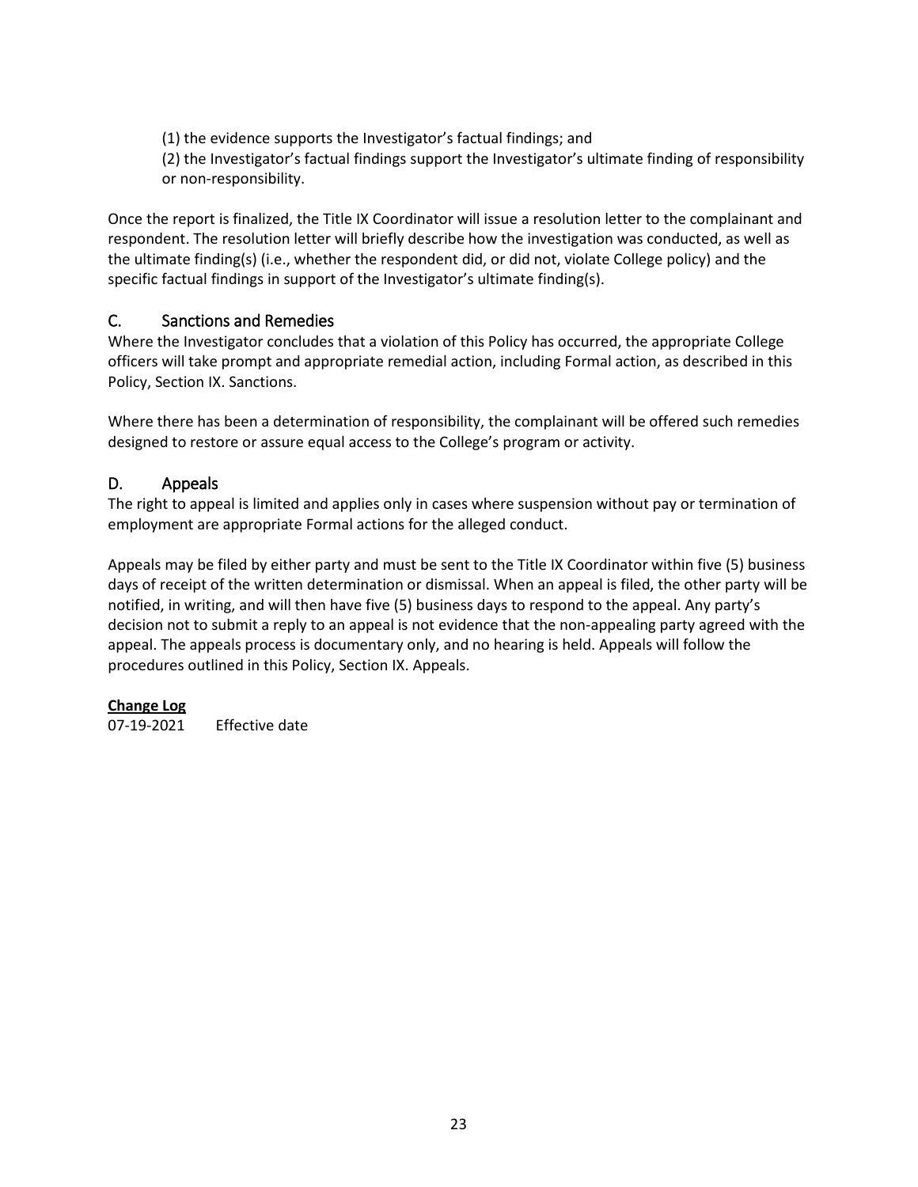(1) the evidence supports the Investigator's factual findings; and

(2) the Investigator's factual findings support the Investigator's ultimate finding of responsibility or non-responsibility.

Once the report is finalized, the Title IX Coordinator will issue a resolution letter to the complainant and respondent. The resolution letter will briefly describe how the investigation was conducted, as well as the ultimate finding(s) (i.e., whether the respondent did, or did not, violate College policy) and the specific factual findings in support of the Investigator's ultimate finding(s).

## C. Sanctions and Remedies

Where the Investigator concludes that a violation of this Policy has occurred, the appropriate College officers will take prompt and appropriate remedial action, including Formal action, as described in this Policy, Section IX. Sanctions.

Where there has been a determination of responsibility, the complainant will be offered such remedies designed to restore or assure equal access to the College's program or activity.

## D. Appeals

The right to appeal is limited and applies only in cases where suspension without pay or termination of employment are appropriate Formal actions for the alleged conduct.

Appeals may be filed by either party and must be sent to the Title IX Coordinator within five (5) business days of receipt of the written determination or dismissal. When an appeal is filed, the other party will be notified, in writing, and will then have five (5) business days to respond to the appeal. Any party's decision not to submit a reply to an appeal is not evidence that the non-appealing party agreed with the appeal. The appeals process is documentary only, and no hearing is held. Appeals will follow the procedures outlined in this Policy, Section IX. Appeals.

**Change Log**

07-19-2021 Effective date